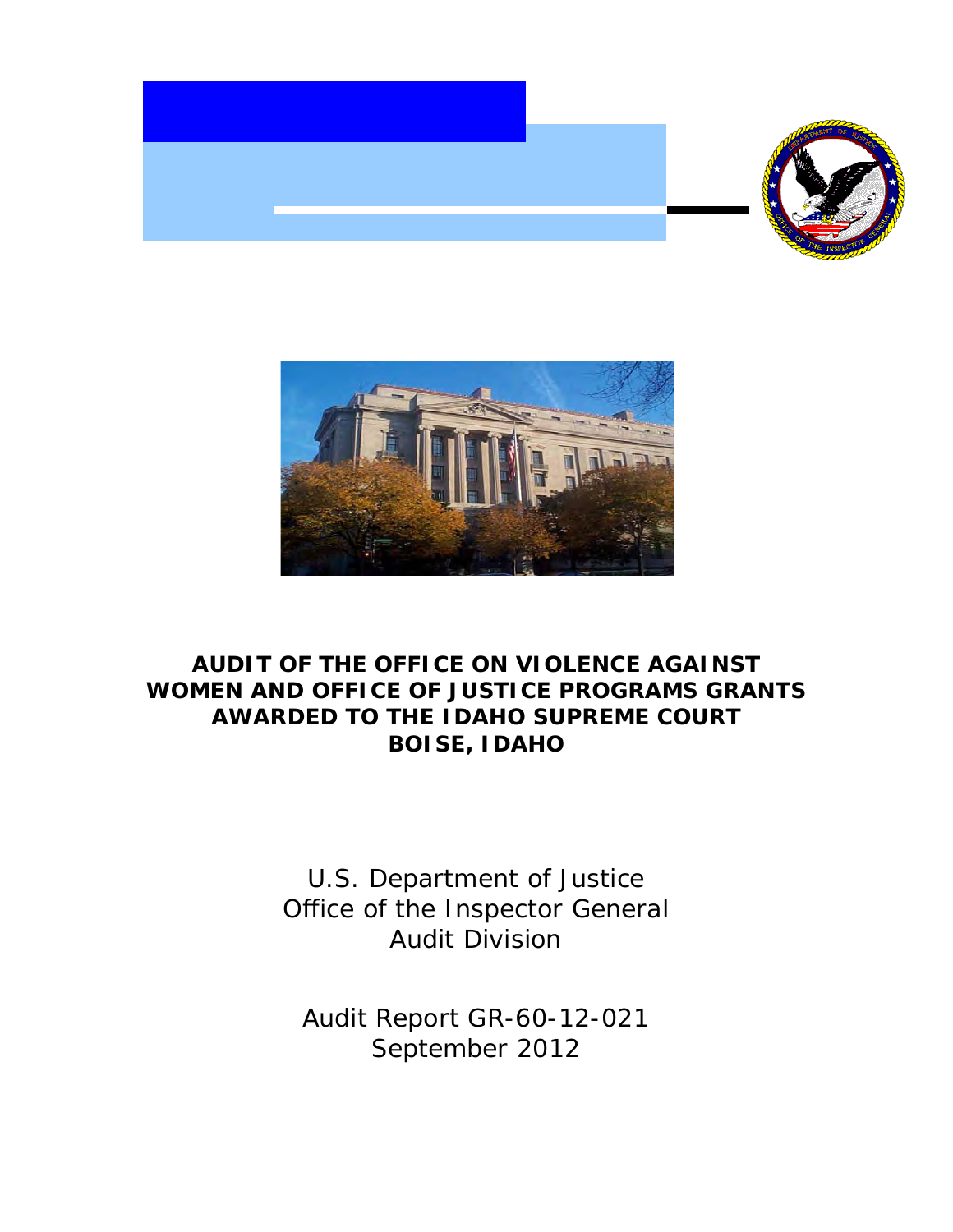# AUDIT OF THE OFFICE ON VIOLENCE AGAINST WOMEN AND OFFICE OF JUSTICE PROGRAMS GRANTS AWARDED TO THE IDAHO SUPREME COURT BOISE, IDAHO

U.S. Department of Justice
Office of the Inspector General
Audit Division

Audit Report GR-60-12-021
September 2012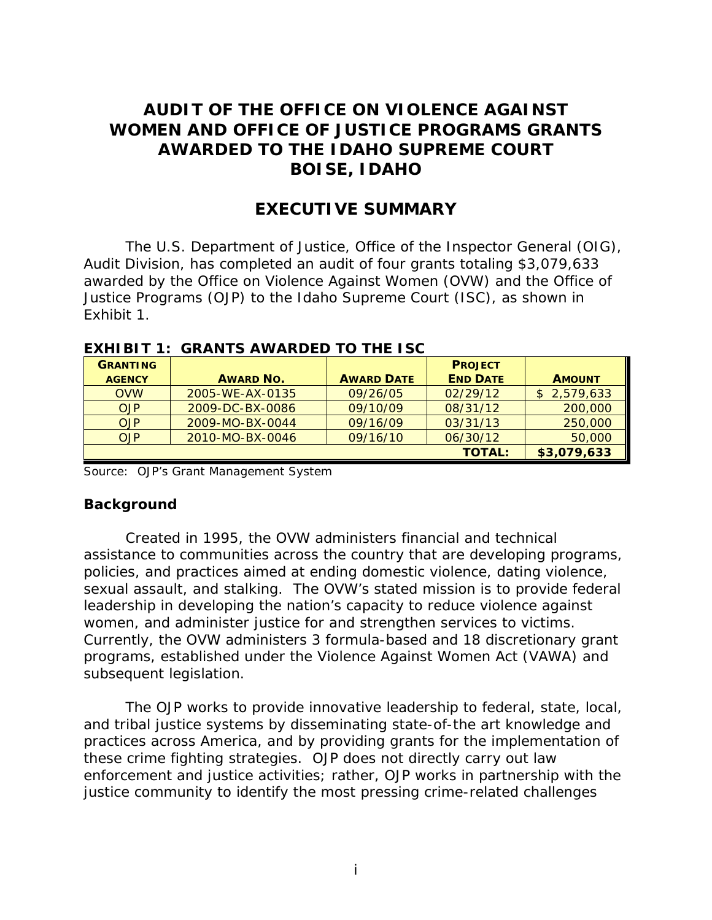# AUDIT OF THE OFFICE ON VIOLENCE AGAINST WOMEN AND OFFICE OF JUSTICE PROGRAMS GRANTS AWARDED TO THE IDAHO SUPREME COURT BOISE, IDAHO

## EXECUTIVE SUMMARY

The U.S. Department of Justice, Office of the Inspector General (OIG), Audit Division, has completed an audit of four grants totaling $3,079,633 awarded by the Office on Violence Against Women (OVW) and the Office of Justice Programs (OJP) to the Idaho Supreme Court (ISC), as shown in Exhibit 1.

**EXHIBIT 1: GRANTS AWARDED TO THE ISC**

| GRANTING AGENCY | AWARD NO. | AWARD DATE | PROJECT END DATE | AMOUNT |
|---|---|---|---|---|
| OVW | 2005-WE-AX-0135 | 09/26/05 | 02/29/12 | $ 2,579,633 |
| OJP | 2009-DC-BX-0086 | 09/10/09 | 08/31/12 | 200,000 |
| OJP | 2009-MO-BX-0044 | 09/16/09 | 03/31/13 | 250,000 |
| OJP | 2010-MO-BX-0046 | 09/16/10 | 06/30/12 | 50,000 |
| | | | **TOTAL:** | **$3,079,633** |

Source: OJP's Grant Management System

### Background

Created in 1995, the OVW administers financial and technical assistance to communities across the country that are developing programs, policies, and practices aimed at ending domestic violence, dating violence, sexual assault, and stalking. The OVW's stated mission is to provide federal leadership in developing the nation's capacity to reduce violence against women, and administer justice for and strengthen services to victims. Currently, the OVW administers 3 formula-based and 18 discretionary grant programs, established under the Violence Against Women Act (VAWA) and subsequent legislation.

The OJP works to provide innovative leadership to federal, state, local, and tribal justice systems by disseminating state-of-the art knowledge and practices across America, and by providing grants for the implementation of these crime fighting strategies. OJP does not directly carry out law enforcement and justice activities; rather, OJP works in partnership with the justice community to identify the most pressing crime-related challenges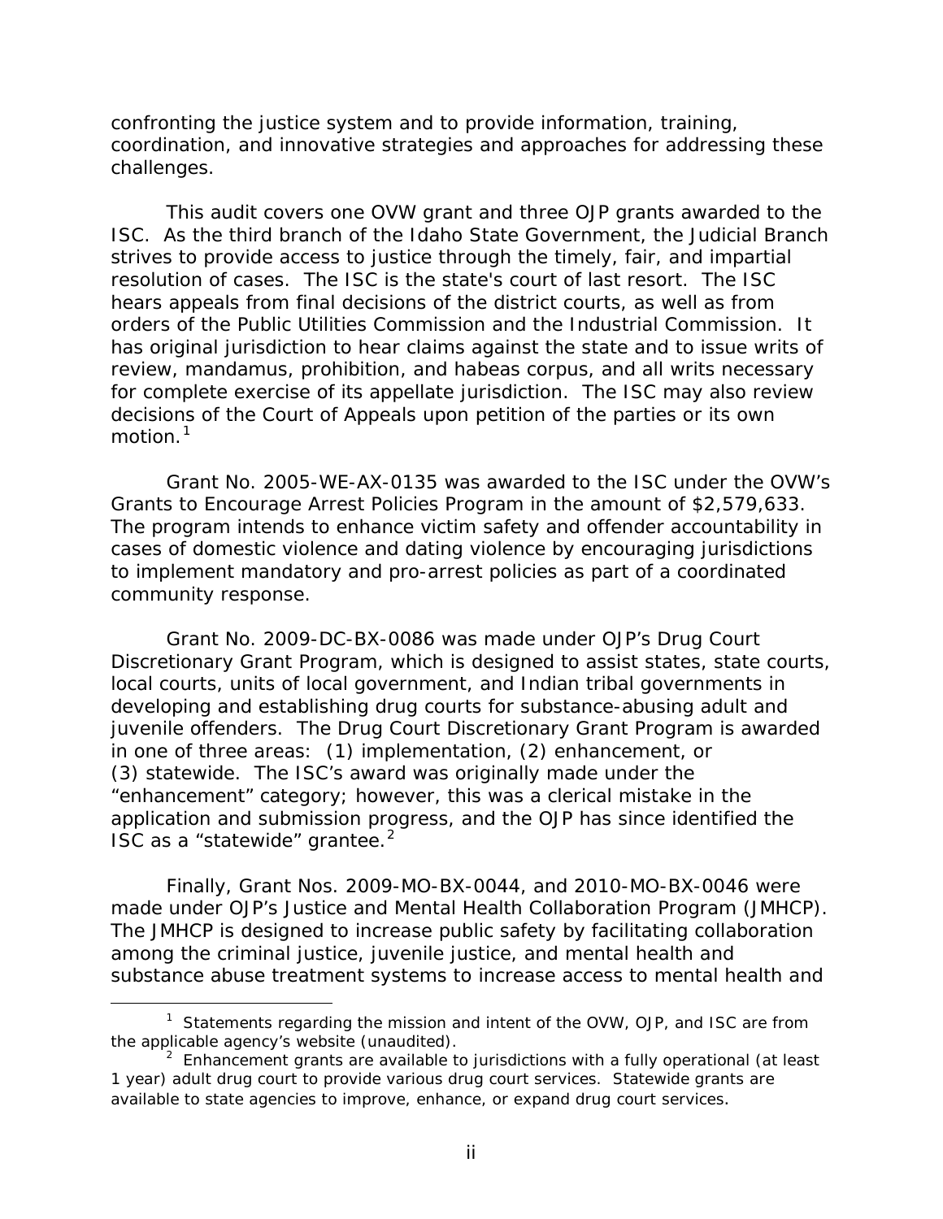confronting the justice system and to provide information, training, coordination, and innovative strategies and approaches for addressing these challenges.

This audit covers one OVW grant and three OJP grants awarded to the ISC. As the third branch of the Idaho State Government, the Judicial Branch strives to provide access to justice through the timely, fair, and impartial resolution of cases. The ISC is the state's court of last resort. The ISC hears appeals from final decisions of the district courts, as well as from orders of the Public Utilities Commission and the Industrial Commission. It has original jurisdiction to hear claims against the state and to issue writs of review, mandamus, prohibition, and habeas corpus, and all writs necessary for complete exercise of its appellate jurisdiction. The ISC may also review decisions of the Court of Appeals upon petition of the parties or its own motion.[1]

Grant No. 2005-WE-AX-0135 was awarded to the ISC under the OVW's Grants to Encourage Arrest Policies Program in the amount of $2,579,633. The program intends to enhance victim safety and offender accountability in cases of domestic violence and dating violence by encouraging jurisdictions to implement mandatory and pro-arrest policies as part of a coordinated community response.

Grant No. 2009-DC-BX-0086 was made under OJP's Drug Court Discretionary Grant Program, which is designed to assist states, state courts, local courts, units of local government, and Indian tribal governments in developing and establishing drug courts for substance-abusing adult and juvenile offenders. The Drug Court Discretionary Grant Program is awarded in one of three areas: (1) implementation, (2) enhancement, or (3) statewide. The ISC's award was originally made under the "enhancement" category; however, this was a clerical mistake in the application and submission progress, and the OJP has since identified the ISC as a "statewide" grantee.[2]

Finally, Grant Nos. 2009-MO-BX-0044, and 2010-MO-BX-0046 were made under OJP's Justice and Mental Health Collaboration Program (JMHCP). The JMHCP is designed to increase public safety by facilitating collaboration among the criminal justice, juvenile justice, and mental health and substance abuse treatment systems to increase access to mental health and

---

[1] Statements regarding the mission and intent of the OVW, OJP, and ISC are from the applicable agency's website (unaudited).

[2] Enhancement grants are available to jurisdictions with a fully operational (at least 1 year) adult drug court to provide various drug court services. Statewide grants are available to state agencies to improve, enhance, or expand drug court services.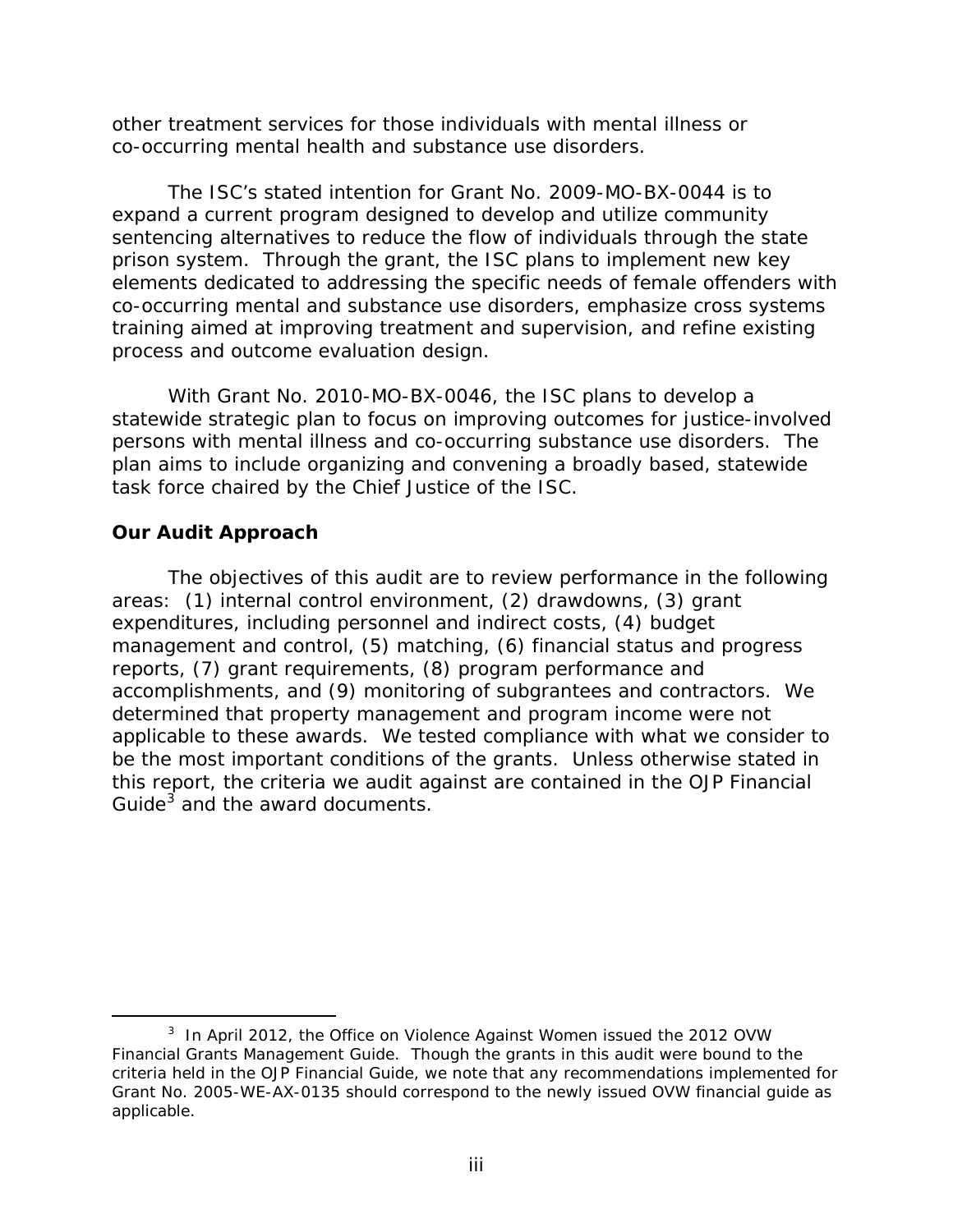other treatment services for those individuals with mental illness or co-occurring mental health and substance use disorders.

The ISC's stated intention for Grant No. 2009-MO-BX-0044 is to expand a current program designed to develop and utilize community sentencing alternatives to reduce the flow of individuals through the state prison system. Through the grant, the ISC plans to implement new key elements dedicated to addressing the specific needs of female offenders with co-occurring mental and substance use disorders, emphasize cross systems training aimed at improving treatment and supervision, and refine existing process and outcome evaluation design.

With Grant No. 2010-MO-BX-0046, the ISC plans to develop a statewide strategic plan to focus on improving outcomes for justice-involved persons with mental illness and co-occurring substance use disorders. The plan aims to include organizing and convening a broadly based, statewide task force chaired by the Chief Justice of the ISC.

## Our Audit Approach

The objectives of this audit are to review performance in the following areas: (1) internal control environment, (2) drawdowns, (3) grant expenditures, including personnel and indirect costs, (4) budget management and control, (5) matching, (6) financial status and progress reports, (7) grant requirements, (8) program performance and accomplishments, and (9) monitoring of subgrantees and contractors. We determined that property management and program income were not applicable to these awards. We tested compliance with what we consider to be the most important conditions of the grants. Unless otherwise stated in this report, the criteria we audit against are contained in the OJP Financial Guide[3] and the award documents.

---

[3] In April 2012, the Office on Violence Against Women issued the 2012 OVW Financial Grants Management Guide. Though the grants in this audit were bound to the criteria held in the OJP Financial Guide, we note that any recommendations implemented for Grant No. 2005-WE-AX-0135 should correspond to the newly issued OVW financial guide as applicable.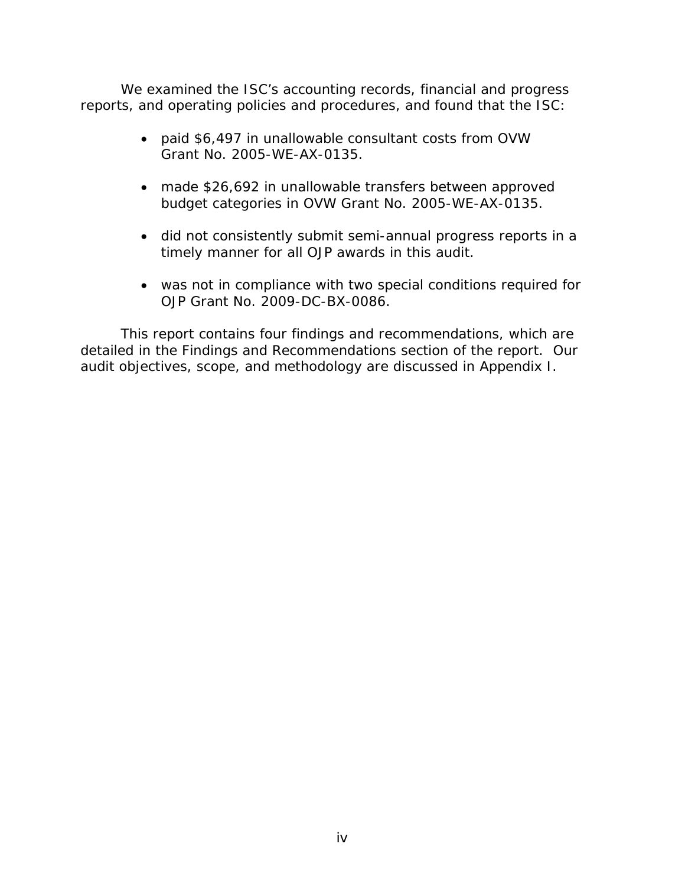We examined the ISC's accounting records, financial and progress reports, and operating policies and procedures, and found that the ISC:

- paid $6,497 in unallowable consultant costs from OVW Grant No. 2005-WE-AX-0135.
- made $26,692 in unallowable transfers between approved budget categories in OVW Grant No. 2005-WE-AX-0135.
- did not consistently submit semi-annual progress reports in a timely manner for all OJP awards in this audit.
- was not in compliance with two special conditions required for OJP Grant No. 2009-DC-BX-0086.

This report contains four findings and recommendations, which are detailed in the Findings and Recommendations section of the report. Our audit objectives, scope, and methodology are discussed in Appendix I.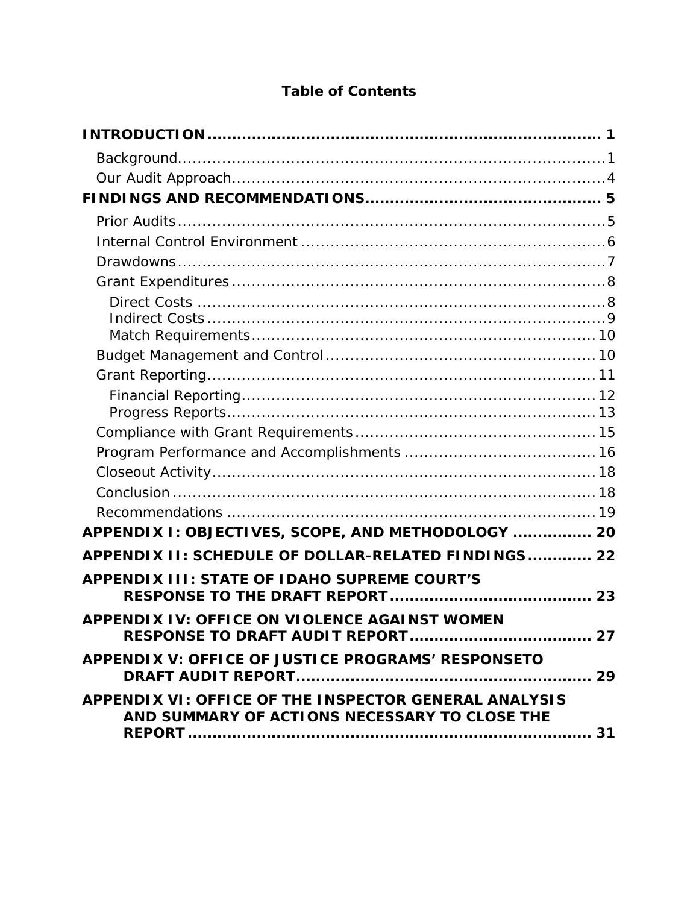# Table of Contents

**INTRODUCTION** ..... **1**

- Background ..... 1
- Our Audit Approach ..... 4

**FINDINGS AND RECOMMENDATIONS** ..... **5**

- Prior Audits ..... 5
- Internal Control Environment ..... 6
- Drawdowns ..... 7
- Grant Expenditures ..... 8
  - Direct Costs ..... 8
  - Indirect Costs ..... 9
  - Match Requirements ..... 10
- Budget Management and Control ..... 10
- Grant Reporting ..... 11
  - Financial Reporting ..... 12
  - Progress Reports ..... 13
- Compliance with Grant Requirements ..... 15
- Program Performance and Accomplishments ..... 16
- Closeout Activity ..... 18
- Conclusion ..... 18
- Recommendations ..... 19

**APPENDIX I: OBJECTIVES, SCOPE, AND METHODOLOGY** ..... **20**

**APPENDIX II: SCHEDULE OF DOLLAR-RELATED FINDINGS** ..... **22**

**APPENDIX III: STATE OF IDAHO SUPREME COURT'S RESPONSE TO THE DRAFT REPORT** ..... **23**

**APPENDIX IV: OFFICE ON VIOLENCE AGAINST WOMEN RESPONSE TO DRAFT AUDIT REPORT** ..... **27**

**APPENDIX V: OFFICE OF JUSTICE PROGRAMS' RESPONSETO DRAFT AUDIT REPORT** ..... **29**

**APPENDIX VI: OFFICE OF THE INSPECTOR GENERAL ANALYSIS AND SUMMARY OF ACTIONS NECESSARY TO CLOSE THE REPORT** ..... **31**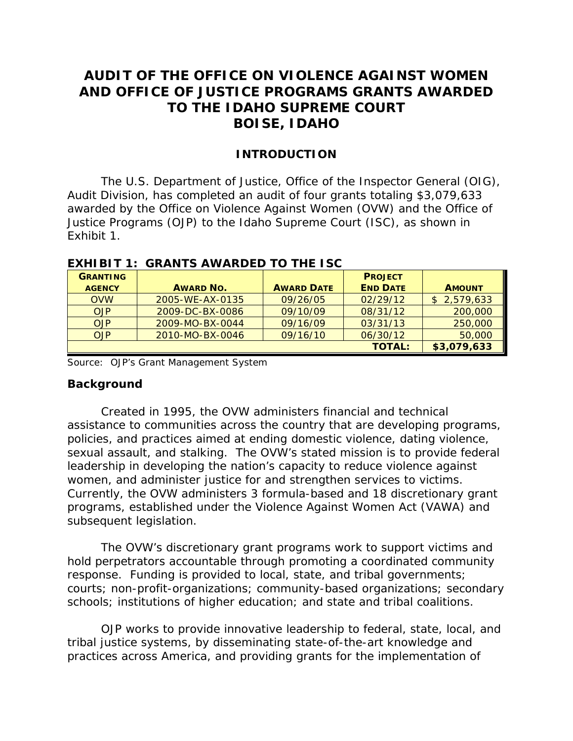# AUDIT OF THE OFFICE ON VIOLENCE AGAINST WOMEN AND OFFICE OF JUSTICE PROGRAMS GRANTS AWARDED TO THE IDAHO SUPREME COURT BOISE, IDAHO

## INTRODUCTION

The U.S. Department of Justice, Office of the Inspector General (OIG), Audit Division, has completed an audit of four grants totaling $3,079,633 awarded by the Office on Violence Against Women (OVW) and the Office of Justice Programs (OJP) to the Idaho Supreme Court (ISC), as shown in Exhibit 1.

**EXHIBIT 1: GRANTS AWARDED TO THE ISC**

| GRANTING AGENCY | AWARD NO. | AWARD DATE | PROJECT END DATE | AMOUNT |
|---|---|---|---|---|
| OVW | 2005-WE-AX-0135 | 09/26/05 | 02/29/12 | $ 2,579,633 |
| OJP | 2009-DC-BX-0086 | 09/10/09 | 08/31/12 | 200,000 |
| OJP | 2009-MO-BX-0044 | 09/16/09 | 03/31/13 | 250,000 |
| OJP | 2010-MO-BX-0046 | 09/16/10 | 06/30/12 | 50,000 |
| | | | **TOTAL:** | **$3,079,633** |

Source: OJP's Grant Management System

### Background

Created in 1995, the OVW administers financial and technical assistance to communities across the country that are developing programs, policies, and practices aimed at ending domestic violence, dating violence, sexual assault, and stalking. The OVW's stated mission is to provide federal leadership in developing the nation's capacity to reduce violence against women, and administer justice for and strengthen services to victims. Currently, the OVW administers 3 formula-based and 18 discretionary grant programs, established under the Violence Against Women Act (VAWA) and subsequent legislation.

The OVW's discretionary grant programs work to support victims and hold perpetrators accountable through promoting a coordinated community response. Funding is provided to local, state, and tribal governments; courts; non-profit-organizations; community-based organizations; secondary schools; institutions of higher education; and state and tribal coalitions.

OJP works to provide innovative leadership to federal, state, local, and tribal justice systems, by disseminating state-of-the-art knowledge and practices across America, and providing grants for the implementation of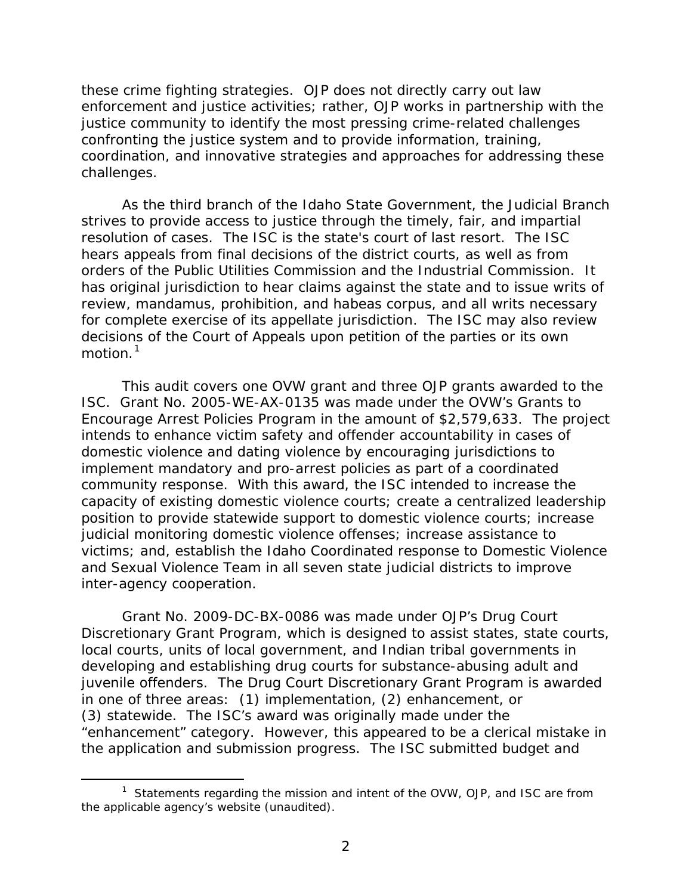these crime fighting strategies. OJP does not directly carry out law enforcement and justice activities; rather, OJP works in partnership with the justice community to identify the most pressing crime-related challenges confronting the justice system and to provide information, training, coordination, and innovative strategies and approaches for addressing these challenges.

As the third branch of the Idaho State Government, the Judicial Branch strives to provide access to justice through the timely, fair, and impartial resolution of cases. The ISC is the state's court of last resort. The ISC hears appeals from final decisions of the district courts, as well as from orders of the Public Utilities Commission and the Industrial Commission. It has original jurisdiction to hear claims against the state and to issue writs of review, mandamus, prohibition, and habeas corpus, and all writs necessary for complete exercise of its appellate jurisdiction. The ISC may also review decisions of the Court of Appeals upon petition of the parties or its own motion.[1]

This audit covers one OVW grant and three OJP grants awarded to the ISC. Grant No. 2005-WE-AX-0135 was made under the OVW's Grants to Encourage Arrest Policies Program in the amount of $2,579,633. The project intends to enhance victim safety and offender accountability in cases of domestic violence and dating violence by encouraging jurisdictions to implement mandatory and pro-arrest policies as part of a coordinated community response. With this award, the ISC intended to increase the capacity of existing domestic violence courts; create a centralized leadership position to provide statewide support to domestic violence courts; increase judicial monitoring domestic violence offenses; increase assistance to victims; and, establish the Idaho Coordinated response to Domestic Violence and Sexual Violence Team in all seven state judicial districts to improve inter-agency cooperation.

Grant No. 2009-DC-BX-0086 was made under OJP's Drug Court Discretionary Grant Program, which is designed to assist states, state courts, local courts, units of local government, and Indian tribal governments in developing and establishing drug courts for substance-abusing adult and juvenile offenders. The Drug Court Discretionary Grant Program is awarded in one of three areas: (1) implementation, (2) enhancement, or (3) statewide. The ISC's award was originally made under the "enhancement" category. However, this appeared to be a clerical mistake in the application and submission progress. The ISC submitted budget and

[1] Statements regarding the mission and intent of the OVW, OJP, and ISC are from the applicable agency's website (unaudited).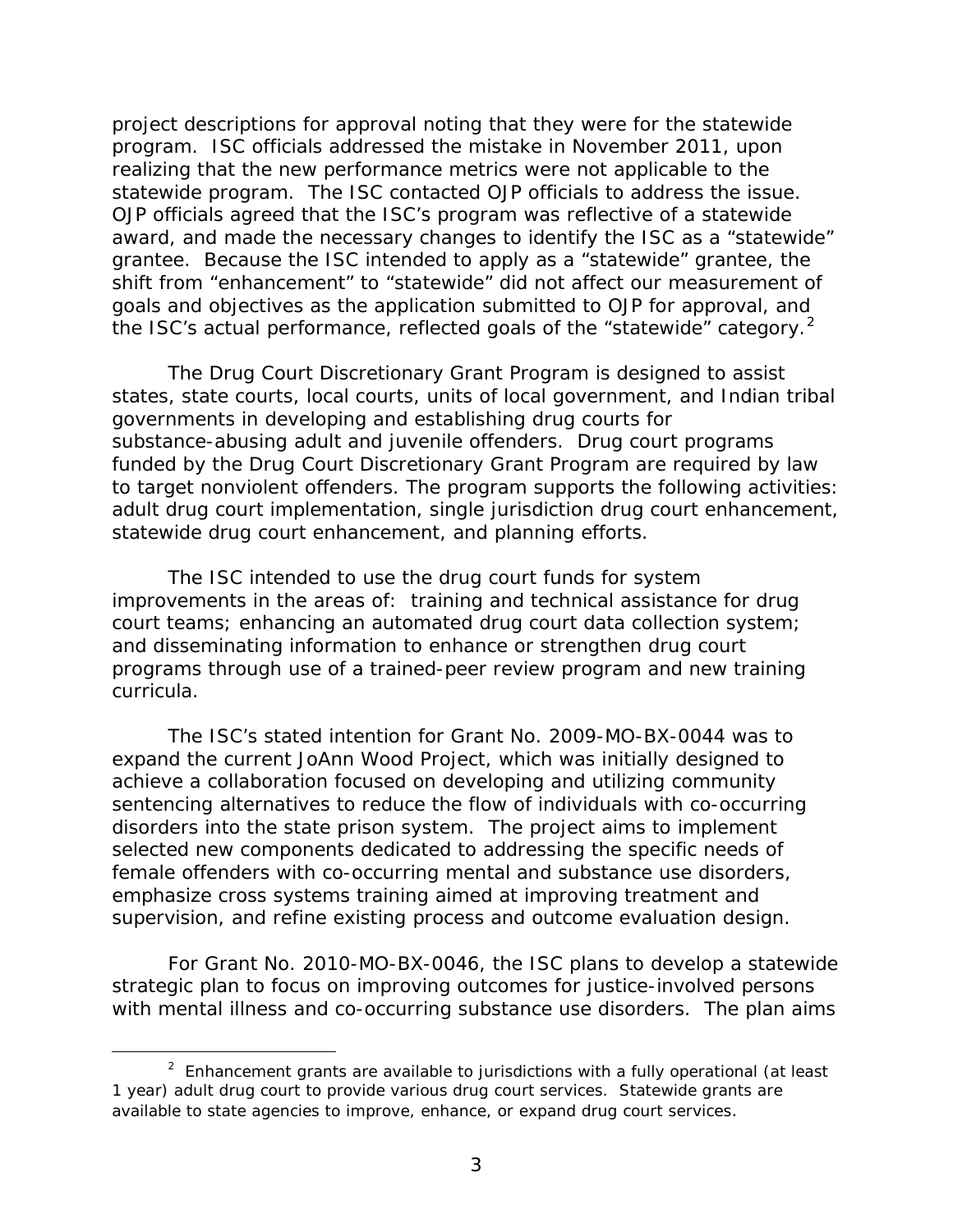project descriptions for approval noting that they were for the statewide program. ISC officials addressed the mistake in November 2011, upon realizing that the new performance metrics were not applicable to the statewide program. The ISC contacted OJP officials to address the issue. OJP officials agreed that the ISC's program was reflective of a statewide award, and made the necessary changes to identify the ISC as a "statewide" grantee. Because the ISC intended to apply as a "statewide" grantee, the shift from "enhancement" to "statewide" did not affect our measurement of goals and objectives as the application submitted to OJP for approval, and the ISC's actual performance, reflected goals of the "statewide" category.[2]

The Drug Court Discretionary Grant Program is designed to assist states, state courts, local courts, units of local government, and Indian tribal governments in developing and establishing drug courts for substance-abusing adult and juvenile offenders. Drug court programs funded by the Drug Court Discretionary Grant Program are required by law to target nonviolent offenders. The program supports the following activities: adult drug court implementation, single jurisdiction drug court enhancement, statewide drug court enhancement, and planning efforts.

The ISC intended to use the drug court funds for system improvements in the areas of: training and technical assistance for drug court teams; enhancing an automated drug court data collection system; and disseminating information to enhance or strengthen drug court programs through use of a trained-peer review program and new training curricula.

The ISC's stated intention for Grant No. 2009-MO-BX-0044 was to expand the current JoAnn Wood Project, which was initially designed to achieve a collaboration focused on developing and utilizing community sentencing alternatives to reduce the flow of individuals with co-occurring disorders into the state prison system. The project aims to implement selected new components dedicated to addressing the specific needs of female offenders with co-occurring mental and substance use disorders, emphasize cross systems training aimed at improving treatment and supervision, and refine existing process and outcome evaluation design.

For Grant No. 2010-MO-BX-0046, the ISC plans to develop a statewide strategic plan to focus on improving outcomes for justice-involved persons with mental illness and co-occurring substance use disorders. The plan aims

[2] Enhancement grants are available to jurisdictions with a fully operational (at least 1 year) adult drug court to provide various drug court services. Statewide grants are available to state agencies to improve, enhance, or expand drug court services.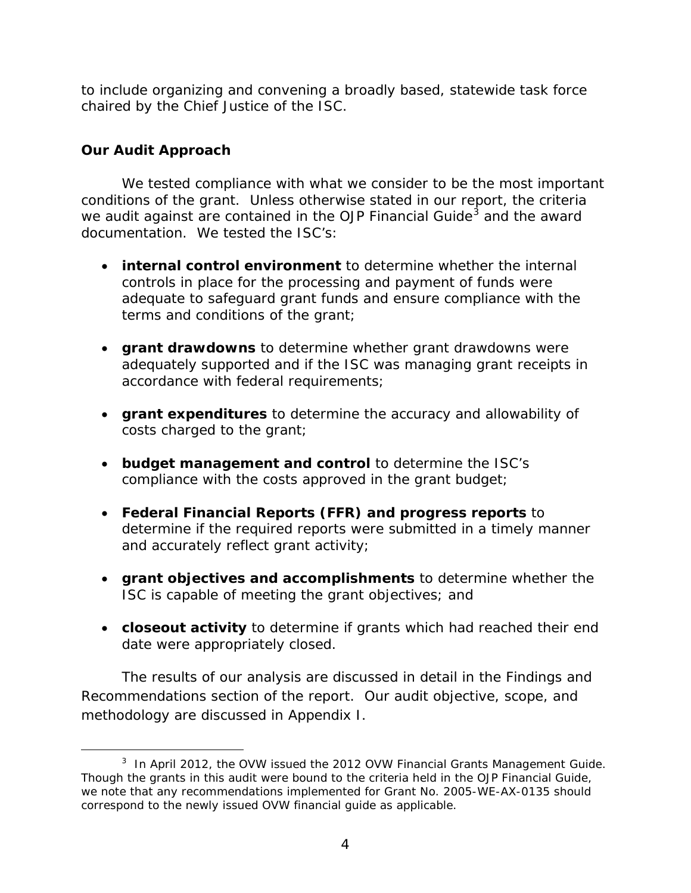to include organizing and convening a broadly based, statewide task force chaired by the Chief Justice of the ISC.

## Our Audit Approach

We tested compliance with what we consider to be the most important conditions of the grant. Unless otherwise stated in our report, the criteria we audit against are contained in the OJP Financial Guide[3] and the award documentation. We tested the ISC's:

- **internal control environment** to determine whether the internal controls in place for the processing and payment of funds were adequate to safeguard grant funds and ensure compliance with the terms and conditions of the grant;
- **grant drawdowns** to determine whether grant drawdowns were adequately supported and if the ISC was managing grant receipts in accordance with federal requirements;
- **grant expenditures** to determine the accuracy and allowability of costs charged to the grant;
- **budget management and control** to determine the ISC's compliance with the costs approved in the grant budget;
- **Federal Financial Reports (FFR) and progress reports** to determine if the required reports were submitted in a timely manner and accurately reflect grant activity;
- **grant objectives and accomplishments** to determine whether the ISC is capable of meeting the grant objectives; and
- **closeout activity** to determine if grants which had reached their end date were appropriately closed.

The results of our analysis are discussed in detail in the Findings and Recommendations section of the report. Our audit objective, scope, and methodology are discussed in Appendix I.

---

[3] In April 2012, the OVW issued the 2012 OVW Financial Grants Management Guide. Though the grants in this audit were bound to the criteria held in the OJP Financial Guide, we note that any recommendations implemented for Grant No. 2005-WE-AX-0135 should correspond to the newly issued OVW financial guide as applicable.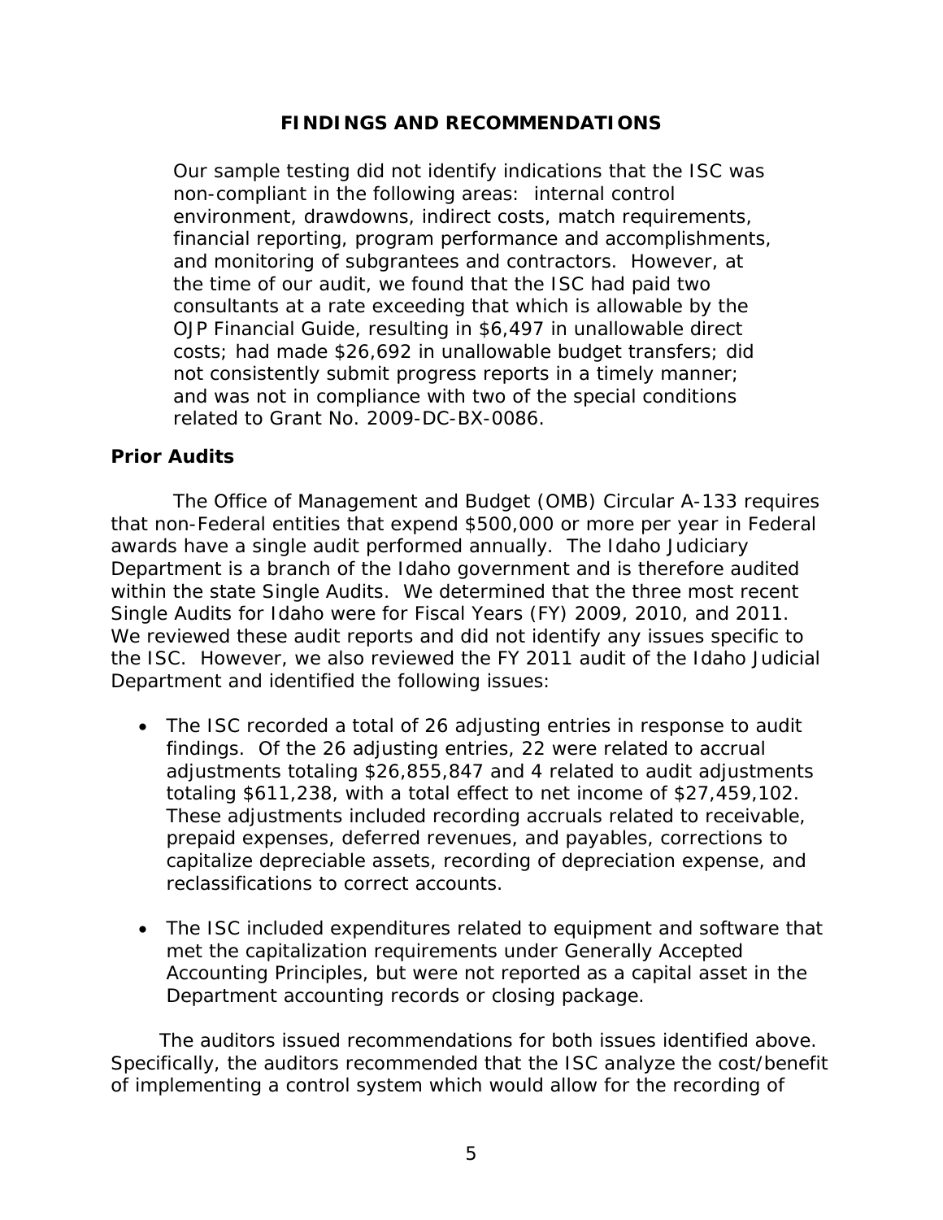## FINDINGS AND RECOMMENDATIONS

Our sample testing did not identify indications that the ISC was non-compliant in the following areas: internal control environment, drawdowns, indirect costs, match requirements, financial reporting, program performance and accomplishments, and monitoring of subgrantees and contractors. However, at the time of our audit, we found that the ISC had paid two consultants at a rate exceeding that which is allowable by the OJP Financial Guide, resulting in $6,497 in unallowable direct costs; had made $26,692 in unallowable budget transfers; did not consistently submit progress reports in a timely manner; and was not in compliance with two of the special conditions related to Grant No. 2009-DC-BX-0086.

### Prior Audits

The Office of Management and Budget (OMB) Circular A-133 requires that non-Federal entities that expend $500,000 or more per year in Federal awards have a single audit performed annually. The Idaho Judiciary Department is a branch of the Idaho government and is therefore audited within the state Single Audits. We determined that the three most recent Single Audits for Idaho were for Fiscal Years (FY) 2009, 2010, and 2011. We reviewed these audit reports and did not identify any issues specific to the ISC. However, we also reviewed the FY 2011 audit of the Idaho Judicial Department and identified the following issues:

- The ISC recorded a total of 26 adjusting entries in response to audit findings. Of the 26 adjusting entries, 22 were related to accrual adjustments totaling $26,855,847 and 4 related to audit adjustments totaling $611,238, with a total effect to net income of $27,459,102. These adjustments included recording accruals related to receivable, prepaid expenses, deferred revenues, and payables, corrections to capitalize depreciable assets, recording of depreciation expense, and reclassifications to correct accounts.

- The ISC included expenditures related to equipment and software that met the capitalization requirements under Generally Accepted Accounting Principles, but were not reported as a capital asset in the Department accounting records or closing package.

The auditors issued recommendations for both issues identified above. Specifically, the auditors recommended that the ISC analyze the cost/benefit of implementing a control system which would allow for the recording of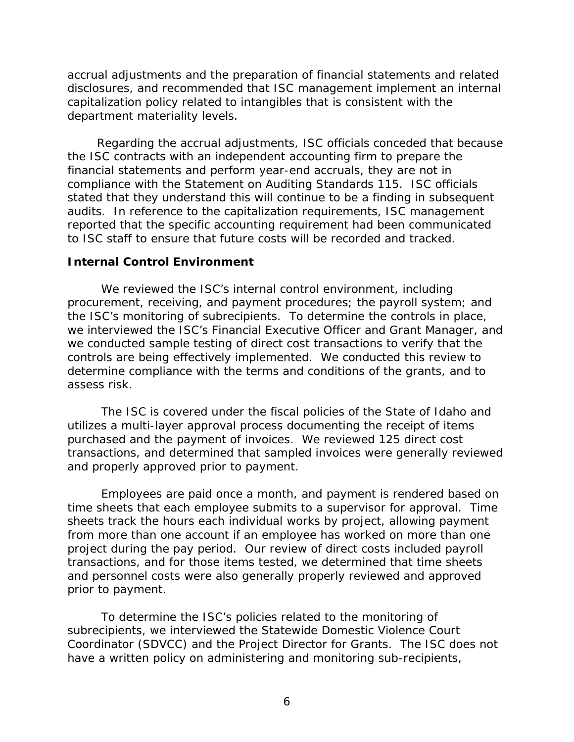accrual adjustments and the preparation of financial statements and related disclosures, and recommended that ISC management implement an internal capitalization policy related to intangibles that is consistent with the department materiality levels.

Regarding the accrual adjustments, ISC officials conceded that because the ISC contracts with an independent accounting firm to prepare the financial statements and perform year-end accruals, they are not in compliance with the Statement on Auditing Standards 115. ISC officials stated that they understand this will continue to be a finding in subsequent audits. In reference to the capitalization requirements, ISC management reported that the specific accounting requirement had been communicated to ISC staff to ensure that future costs will be recorded and tracked.

### Internal Control Environment

We reviewed the ISC's internal control environment, including procurement, receiving, and payment procedures; the payroll system; and the ISC's monitoring of subrecipients. To determine the controls in place, we interviewed the ISC's Financial Executive Officer and Grant Manager, and we conducted sample testing of direct cost transactions to verify that the controls are being effectively implemented. We conducted this review to determine compliance with the terms and conditions of the grants, and to assess risk.

The ISC is covered under the fiscal policies of the State of Idaho and utilizes a multi-layer approval process documenting the receipt of items purchased and the payment of invoices. We reviewed 125 direct cost transactions, and determined that sampled invoices were generally reviewed and properly approved prior to payment.

Employees are paid once a month, and payment is rendered based on time sheets that each employee submits to a supervisor for approval. Time sheets track the hours each individual works by project, allowing payment from more than one account if an employee has worked on more than one project during the pay period. Our review of direct costs included payroll transactions, and for those items tested, we determined that time sheets and personnel costs were also generally properly reviewed and approved prior to payment.

To determine the ISC's policies related to the monitoring of subrecipients, we interviewed the Statewide Domestic Violence Court Coordinator (SDVCC) and the Project Director for Grants. The ISC does not have a written policy on administering and monitoring sub-recipients,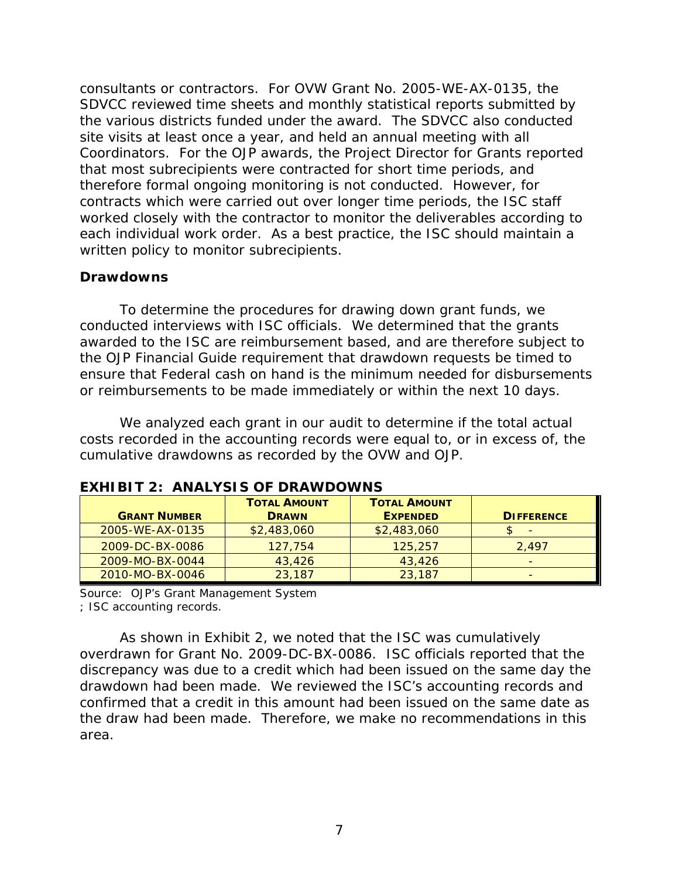consultants or contractors. For OVW Grant No. 2005-WE-AX-0135, the SDVCC reviewed time sheets and monthly statistical reports submitted by the various districts funded under the award. The SDVCC also conducted site visits at least once a year, and held an annual meeting with all Coordinators. For the OJP awards, the Project Director for Grants reported that most subrecipients were contracted for short time periods, and therefore formal ongoing monitoring is not conducted. However, for contracts which were carried out over longer time periods, the ISC staff worked closely with the contractor to monitor the deliverables according to each individual work order. As a best practice, the ISC should maintain a written policy to monitor subrecipients.

### Drawdowns

To determine the procedures for drawing down grant funds, we conducted interviews with ISC officials. We determined that the grants awarded to the ISC are reimbursement based, and are therefore subject to the OJP Financial Guide requirement that drawdown requests be timed to ensure that Federal cash on hand is the minimum needed for disbursements or reimbursements to be made immediately or within the next 10 days.

We analyzed each grant in our audit to determine if the total actual costs recorded in the accounting records were equal to, or in excess of, the cumulative drawdowns as recorded by the OVW and OJP.

**EXHIBIT 2: ANALYSIS OF DRAWDOWNS**

| GRANT NUMBER | TOTAL AMOUNT DRAWN | TOTAL AMOUNT EXPENDED | DIFFERENCE |
|---|---|---|---|
| 2005-WE-AX-0135 | $2,483,060 | $2,483,060 | $ - |
| 2009-DC-BX-0086 | 127,754 | 125,257 | 2,497 |
| 2009-MO-BX-0044 | 43,426 | 43,426 | - |
| 2010-MO-BX-0046 | 23,187 | 23,187 | - |

Source: OJP's Grant Management System ; ISC accounting records.

As shown in Exhibit 2, we noted that the ISC was cumulatively overdrawn for Grant No. 2009-DC-BX-0086. ISC officials reported that the discrepancy was due to a credit which had been issued on the same day the drawdown had been made. We reviewed the ISC's accounting records and confirmed that a credit in this amount had been issued on the same date as the draw had been made. Therefore, we make no recommendations in this area.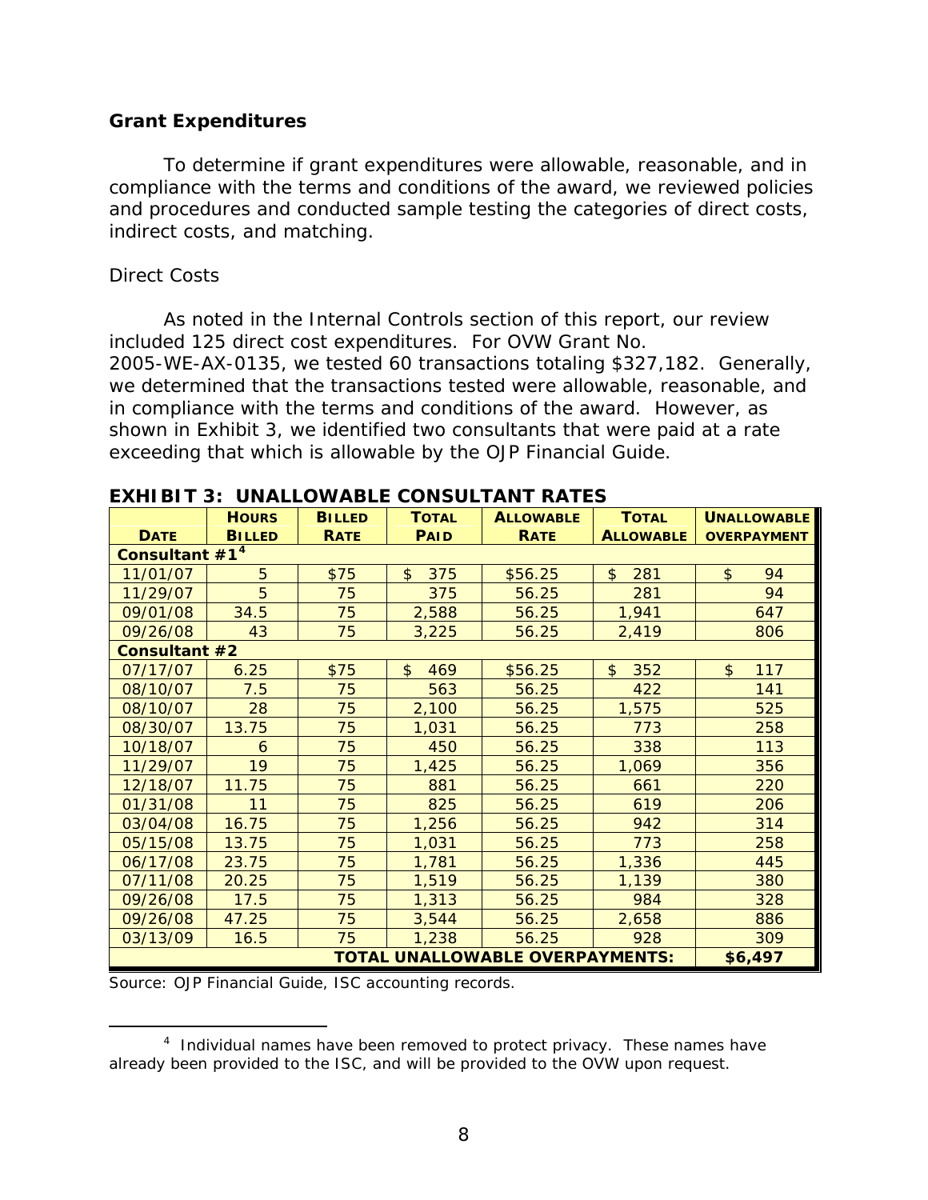### Grant Expenditures

To determine if grant expenditures were allowable, reasonable, and in compliance with the terms and conditions of the award, we reviewed policies and procedures and conducted sample testing the categories of direct costs, indirect costs, and matching.

#### Direct Costs

As noted in the Internal Controls section of this report, our review included 125 direct cost expenditures. For OVW Grant No. 2005-WE-AX-0135, we tested 60 transactions totaling $327,182. Generally, we determined that the transactions tested were allowable, reasonable, and in compliance with the terms and conditions of the award. However, as shown in Exhibit 3, we identified two consultants that were paid at a rate exceeding that which is allowable by the OJP Financial Guide.

**EXHIBIT 3: UNALLOWABLE CONSULTANT RATES**

| DATE | HOURS BILLED | BILLED RATE | TOTAL PAID | ALLOWABLE RATE | TOTAL ALLOWABLE | UNALLOWABLE OVERPAYMENT |
|---|---|---|---|---|---|---|
| **Consultant #1**[4] | | | | | | |
| 11/01/07 | 5 | $75 | $ 375 | $56.25 | $ 281 | $ 94 |
| 11/29/07 | 5 | 75 | 375 | 56.25 | 281 | 94 |
| 09/01/08 | 34.5 | 75 | 2,588 | 56.25 | 1,941 | 647 |
| 09/26/08 | 43 | 75 | 3,225 | 56.25 | 2,419 | 806 |
| **Consultant #2** | | | | | | |
| 07/17/07 | 6.25 | $75 | $ 469 | $56.25 | $ 352 | $ 117 |
| 08/10/07 | 7.5 | 75 | 563 | 56.25 | 422 | 141 |
| 08/10/07 | 28 | 75 | 2,100 | 56.25 | 1,575 | 525 |
| 08/30/07 | 13.75 | 75 | 1,031 | 56.25 | 773 | 258 |
| 10/18/07 | 6 | 75 | 450 | 56.25 | 338 | 113 |
| 11/29/07 | 19 | 75 | 1,425 | 56.25 | 1,069 | 356 |
| 12/18/07 | 11.75 | 75 | 881 | 56.25 | 661 | 220 |
| 01/31/08 | 11 | 75 | 825 | 56.25 | 619 | 206 |
| 03/04/08 | 16.75 | 75 | 1,256 | 56.25 | 942 | 314 |
| 05/15/08 | 13.75 | 75 | 1,031 | 56.25 | 773 | 258 |
| 06/17/08 | 23.75 | 75 | 1,781 | 56.25 | 1,336 | 445 |
| 07/11/08 | 20.25 | 75 | 1,519 | 56.25 | 1,139 | 380 |
| 09/26/08 | 17.5 | 75 | 1,313 | 56.25 | 984 | 328 |
| 09/26/08 | 47.25 | 75 | 3,544 | 56.25 | 2,658 | 886 |
| 03/13/09 | 16.5 | 75 | 1,238 | 56.25 | 928 | 309 |
| **TOTAL UNALLOWABLE OVERPAYMENTS:** | | | | | | **$6,497** |

Source: OJP Financial Guide, ISC accounting records.

---

[4] Individual names have been removed to protect privacy. These names have already been provided to the ISC, and will be provided to the OVW upon request.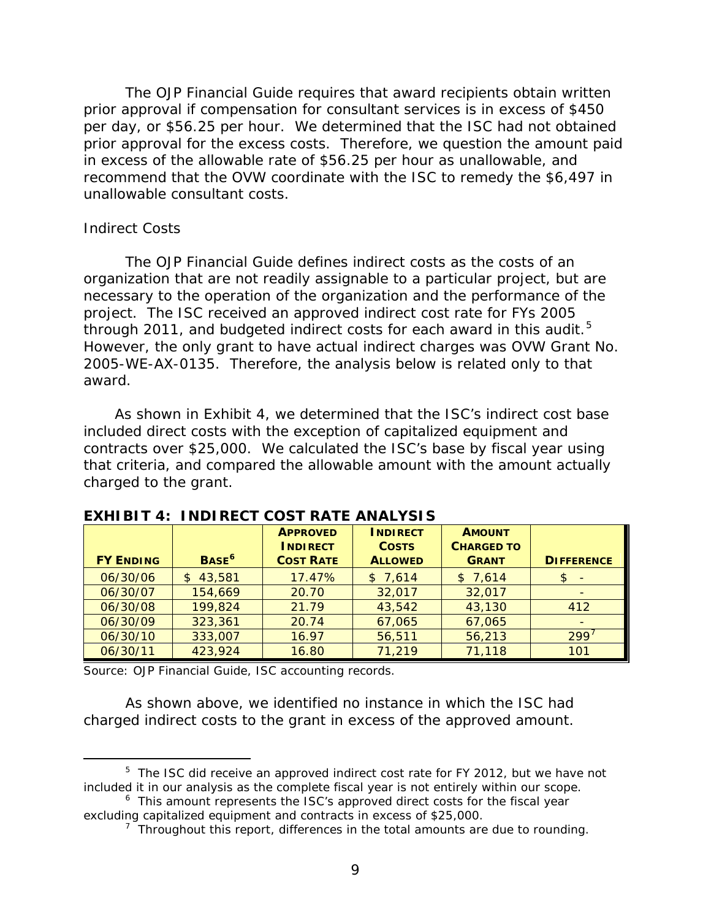The OJP Financial Guide requires that award recipients obtain written prior approval if compensation for consultant services is in excess of $450 per day, or $56.25 per hour. We determined that the ISC had not obtained prior approval for the excess costs. Therefore, we question the amount paid in excess of the allowable rate of $56.25 per hour as unallowable, and recommend that the OVW coordinate with the ISC to remedy the $6,497 in unallowable consultant costs.

Indirect Costs

The OJP Financial Guide defines indirect costs as the costs of an organization that are not readily assignable to a particular project, but are necessary to the operation of the organization and the performance of the project. The ISC received an approved indirect cost rate for FYs 2005 through 2011, and budgeted indirect costs for each award in this audit.[5] However, the only grant to have actual indirect charges was OVW Grant No. 2005-WE-AX-0135. Therefore, the analysis below is related only to that award.

As shown in Exhibit 4, we determined that the ISC's indirect cost base included direct costs with the exception of capitalized equipment and contracts over $25,000. We calculated the ISC's base by fiscal year using that criteria, and compared the allowable amount with the amount actually charged to the grant.

**EXHIBIT 4: INDIRECT COST RATE ANALYSIS**

| FY Ending | Base[6] | Approved Indirect Cost Rate | Indirect Costs Allowed | Amount Charged to Grant | Difference |
|---|---|---|---|---|---|
| 06/30/06 | $ 43,581 | 17.47% | $ 7,614 | $ 7,614 | $ - |
| 06/30/07 | 154,669 | 20.70 | 32,017 | 32,017 | - |
| 06/30/08 | 199,824 | 21.79 | 43,542 | 43,130 | 412 |
| 06/30/09 | 323,361 | 20.74 | 67,065 | 67,065 | - |
| 06/30/10 | 333,007 | 16.97 | 56,511 | 56,213 | 299[7] |
| 06/30/11 | 423,924 | 16.80 | 71,219 | 71,118 | 101 |

Source: OJP Financial Guide, ISC accounting records.

As shown above, we identified no instance in which the ISC had charged indirect costs to the grant in excess of the approved amount.

[5] The ISC did receive an approved indirect cost rate for FY 2012, but we have not included it in our analysis as the complete fiscal year is not entirely within our scope.

[6] This amount represents the ISC's approved direct costs for the fiscal year excluding capitalized equipment and contracts in excess of $25,000.

[7] Throughout this report, differences in the total amounts are due to rounding.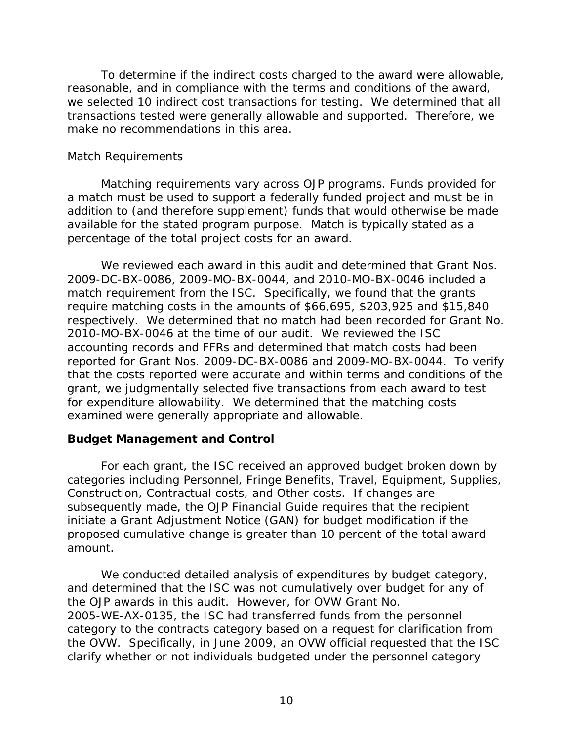To determine if the indirect costs charged to the award were allowable, reasonable, and in compliance with the terms and conditions of the award, we selected 10 indirect cost transactions for testing. We determined that all transactions tested were generally allowable and supported. Therefore, we make no recommendations in this area.

Match Requirements

Matching requirements vary across OJP programs. Funds provided for a match must be used to support a federally funded project and must be in addition to (and therefore supplement) funds that would otherwise be made available for the stated program purpose. Match is typically stated as a percentage of the total project costs for an award.

We reviewed each award in this audit and determined that Grant Nos. 2009-DC-BX-0086, 2009-MO-BX-0044, and 2010-MO-BX-0046 included a match requirement from the ISC. Specifically, we found that the grants require matching costs in the amounts of $66,695, $203,925 and $15,840 respectively. We determined that no match had been recorded for Grant No. 2010-MO-BX-0046 at the time of our audit. We reviewed the ISC accounting records and FFRs and determined that match costs had been reported for Grant Nos. 2009-DC-BX-0086 and 2009-MO-BX-0044. To verify that the costs reported were accurate and within terms and conditions of the grant, we judgmentally selected five transactions from each award to test for expenditure allowability. We determined that the matching costs examined were generally appropriate and allowable.

**Budget Management and Control**

For each grant, the ISC received an approved budget broken down by categories including Personnel, Fringe Benefits, Travel, Equipment, Supplies, Construction, Contractual costs, and Other costs. If changes are subsequently made, the OJP Financial Guide requires that the recipient initiate a Grant Adjustment Notice (GAN) for budget modification if the proposed cumulative change is greater than 10 percent of the total award amount.

We conducted detailed analysis of expenditures by budget category, and determined that the ISC was not cumulatively over budget for any of the OJP awards in this audit. However, for OVW Grant No. 2005-WE-AX-0135, the ISC had transferred funds from the personnel category to the contracts category based on a request for clarification from the OVW. Specifically, in June 2009, an OVW official requested that the ISC clarify whether or not individuals budgeted under the personnel category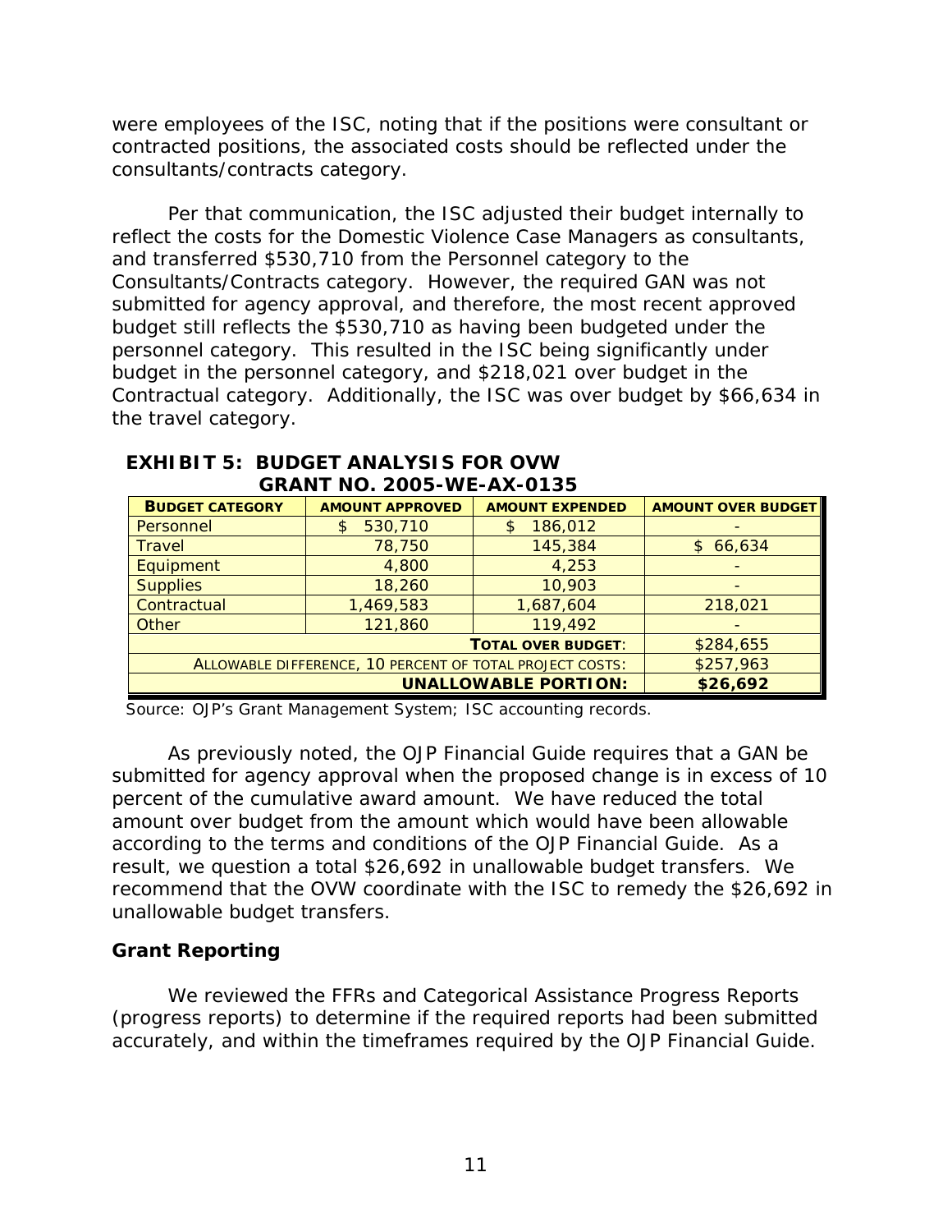were employees of the ISC, noting that if the positions were consultant or contracted positions, the associated costs should be reflected under the consultants/contracts category.

Per that communication, the ISC adjusted their budget internally to reflect the costs for the Domestic Violence Case Managers as consultants, and transferred $530,710 from the Personnel category to the Consultants/Contracts category. However, the required GAN was not submitted for agency approval, and therefore, the most recent approved budget still reflects the $530,710 as having been budgeted under the personnel category. This resulted in the ISC being significantly under budget in the personnel category, and $218,021 over budget in the Contractual category. Additionally, the ISC was over budget by $66,634 in the travel category.

**EXHIBIT 5: BUDGET ANALYSIS FOR OVW GRANT NO. 2005-WE-AX-0135**

| BUDGET CATEGORY | AMOUNT APPROVED | AMOUNT EXPENDED | AMOUNT OVER BUDGET |
|---|---|---|---|
| Personnel | $ 530,710 | $ 186,012 | - |
| Travel | 78,750 | 145,384 | $ 66,634 |
| Equipment | 4,800 | 4,253 | - |
| Supplies | 18,260 | 10,903 | - |
| Contractual | 1,469,583 | 1,687,604 | 218,021 |
| Other | 121,860 | 119,492 | - |
| | | TOTAL OVER BUDGET: | $284,655 |
| | | ALLOWABLE DIFFERENCE, 10 PERCENT OF TOTAL PROJECT COSTS: | $257,963 |
| | | **UNALLOWABLE PORTION:** | **$26,692** |

Source: OJP's Grant Management System; ISC accounting records.

As previously noted, the OJP Financial Guide requires that a GAN be submitted for agency approval when the proposed change is in excess of 10 percent of the cumulative award amount. We have reduced the total amount over budget from the amount which would have been allowable according to the terms and conditions of the OJP Financial Guide. As a result, we question a total $26,692 in unallowable budget transfers. We recommend that the OVW coordinate with the ISC to remedy the $26,692 in unallowable budget transfers.

## Grant Reporting

We reviewed the FFRs and Categorical Assistance Progress Reports (progress reports) to determine if the required reports had been submitted accurately, and within the timeframes required by the OJP Financial Guide.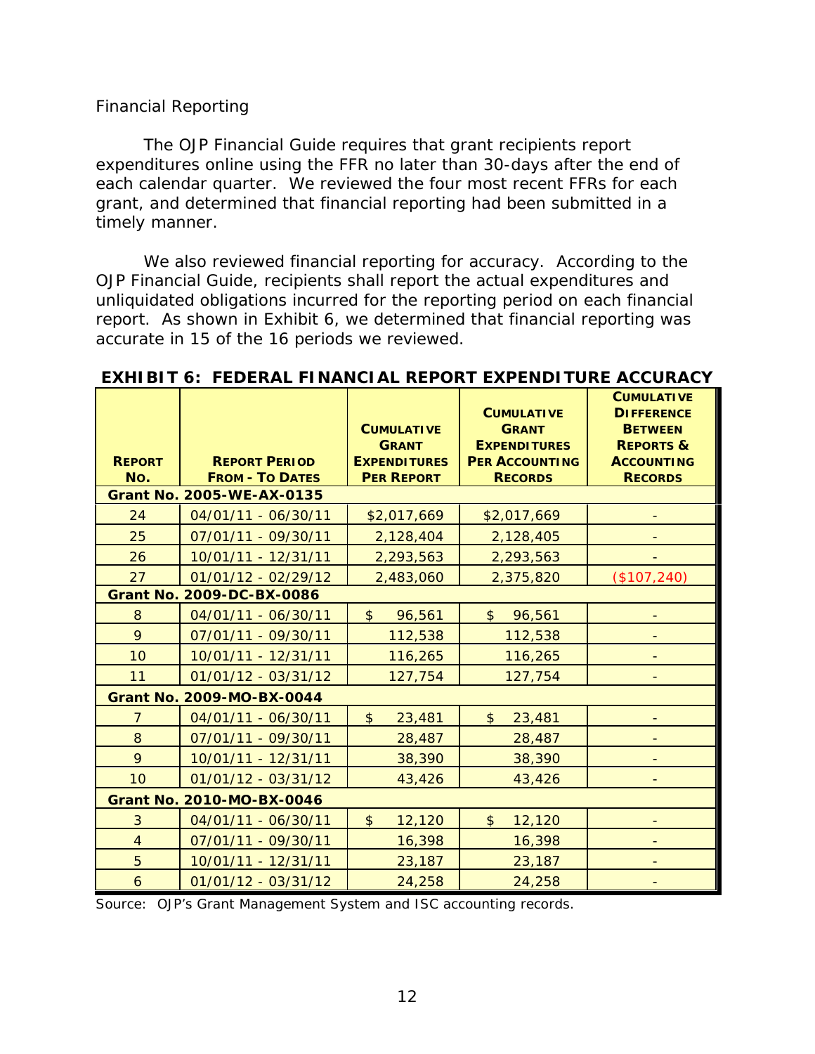Financial Reporting

The OJP Financial Guide requires that grant recipients report expenditures online using the FFR no later than 30-days after the end of each calendar quarter. We reviewed the four most recent FFRs for each grant, and determined that financial reporting had been submitted in a timely manner.

We also reviewed financial reporting for accuracy. According to the OJP Financial Guide, recipients shall report the actual expenditures and unliquidated obligations incurred for the reporting period on each financial report. As shown in Exhibit 6, we determined that financial reporting was accurate in 15 of the 16 periods we reviewed.

**EXHIBIT 6: FEDERAL FINANCIAL REPORT EXPENDITURE ACCURACY**

| Report No. | Report Period From - To Dates | Cumulative Grant Expenditures Per Report | Cumulative Grant Expenditures Per Accounting Records | Cumulative Difference Between Reports & Accounting Records |
|---|---|---|---|---|
| **Grant No. 2005-WE-AX-0135** | | | | |
| 24 | 04/01/11 - 06/30/11 | $2,017,669 | $2,017,669 | - |
| 25 | 07/01/11 - 09/30/11 | 2,128,404 | 2,128,405 | - |
| 26 | 10/01/11 - 12/31/11 | 2,293,563 | 2,293,563 | - |
| 27 | 01/01/12 - 02/29/12 | 2,483,060 | 2,375,820 | ($107,240) |
| **Grant No. 2009-DC-BX-0086** | | | | |
| 8 | 04/01/11 - 06/30/11 | $ 96,561 | $ 96,561 | - |
| 9 | 07/01/11 - 09/30/11 | 112,538 | 112,538 | - |
| 10 | 10/01/11 - 12/31/11 | 116,265 | 116,265 | - |
| 11 | 01/01/12 - 03/31/12 | 127,754 | 127,754 | - |
| **Grant No. 2009-MO-BX-0044** | | | | |
| 7 | 04/01/11 - 06/30/11 | $ 23,481 | $ 23,481 | - |
| 8 | 07/01/11 - 09/30/11 | 28,487 | 28,487 | - |
| 9 | 10/01/11 - 12/31/11 | 38,390 | 38,390 | - |
| 10 | 01/01/12 - 03/31/12 | 43,426 | 43,426 | - |
| **Grant No. 2010-MO-BX-0046** | | | | |
| 3 | 04/01/11 - 06/30/11 | $ 12,120 | $ 12,120 | - |
| 4 | 07/01/11 - 09/30/11 | 16,398 | 16,398 | - |
| 5 | 10/01/11 - 12/31/11 | 23,187 | 23,187 | - |
| 6 | 01/01/12 - 03/31/12 | 24,258 | 24,258 | - |

Source: OJP's Grant Management System and ISC accounting records.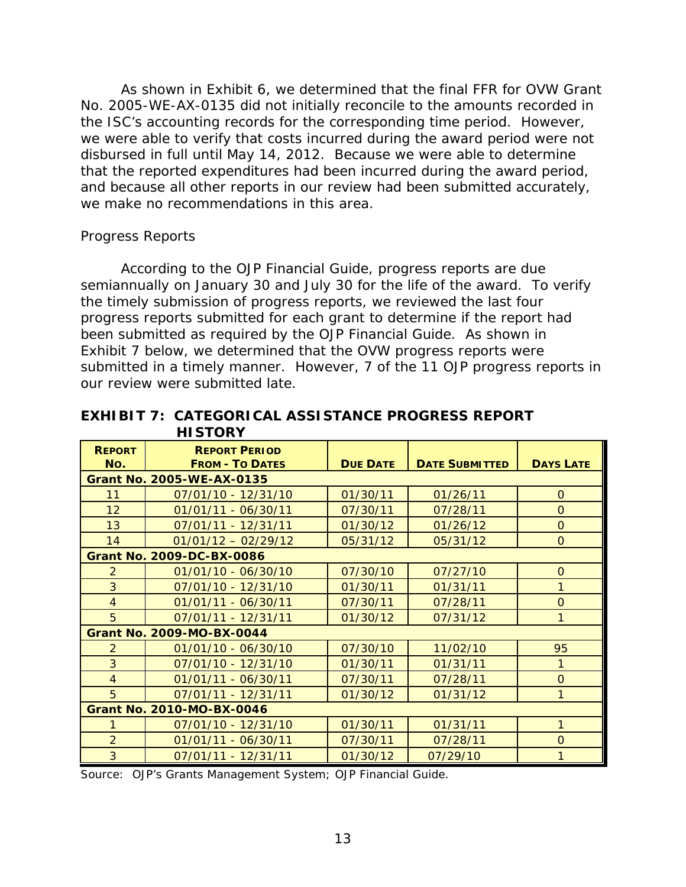As shown in Exhibit 6, we determined that the final FFR for OVW Grant No. 2005-WE-AX-0135 did not initially reconcile to the amounts recorded in the ISC's accounting records for the corresponding time period. However, we were able to verify that costs incurred during the award period were not disbursed in full until May 14, 2012. Because we were able to determine that the reported expenditures had been incurred during the award period, and because all other reports in our review had been submitted accurately, we make no recommendations in this area.

*Progress Reports*

According to the OJP Financial Guide, progress reports are due semiannually on January 30 and July 30 for the life of the award. To verify the timely submission of progress reports, we reviewed the last four progress reports submitted for each grant to determine if the report had been submitted as required by the OJP Financial Guide. As shown in Exhibit 7 below, we determined that the OVW progress reports were submitted in a timely manner. However, 7 of the 11 OJP progress reports in our review were submitted late.

**EXHIBIT 7: CATEGORICAL ASSISTANCE PROGRESS REPORT HISTORY**

| REPORT NO. | REPORT PERIOD FROM - TO DATES | DUE DATE | DATE SUBMITTED | DAYS LATE |
|---|---|---|---|---|
| **Grant No. 2005-WE-AX-0135** | | | | |
| 11 | 07/01/10 - 12/31/10 | 01/30/11 | 01/26/11 | 0 |
| 12 | 01/01/11 - 06/30/11 | 07/30/11 | 07/28/11 | 0 |
| 13 | 07/01/11 - 12/31/11 | 01/30/12 | 01/26/12 | 0 |
| 14 | 01/01/12 – 02/29/12 | 05/31/12 | 05/31/12 | 0 |
| **Grant No. 2009-DC-BX-0086** | | | | |
| 2 | 01/01/10 - 06/30/10 | 07/30/10 | 07/27/10 | 0 |
| 3 | 07/01/10 - 12/31/10 | 01/30/11 | 01/31/11 | 1 |
| 4 | 01/01/11 - 06/30/11 | 07/30/11 | 07/28/11 | 0 |
| 5 | 07/01/11 - 12/31/11 | 01/30/12 | 07/31/12 | 1 |
| **Grant No. 2009-MO-BX-0044** | | | | |
| 2 | 01/01/10 - 06/30/10 | 07/30/10 | 11/02/10 | 95 |
| 3 | 07/01/10 - 12/31/10 | 01/30/11 | 01/31/11 | 1 |
| 4 | 01/01/11 - 06/30/11 | 07/30/11 | 07/28/11 | 0 |
| 5 | 07/01/11 - 12/31/11 | 01/30/12 | 01/31/12 | 1 |
| **Grant No. 2010-MO-BX-0046** | | | | |
| 1 | 07/01/10 - 12/31/10 | 01/30/11 | 01/31/11 | 1 |
| 2 | 01/01/11 - 06/30/11 | 07/30/11 | 07/28/11 | 0 |
| 3 | 07/01/11 - 12/31/11 | 01/30/12 | 07/29/10 | 1 |

Source: OJP's Grants Management System; OJP Financial Guide.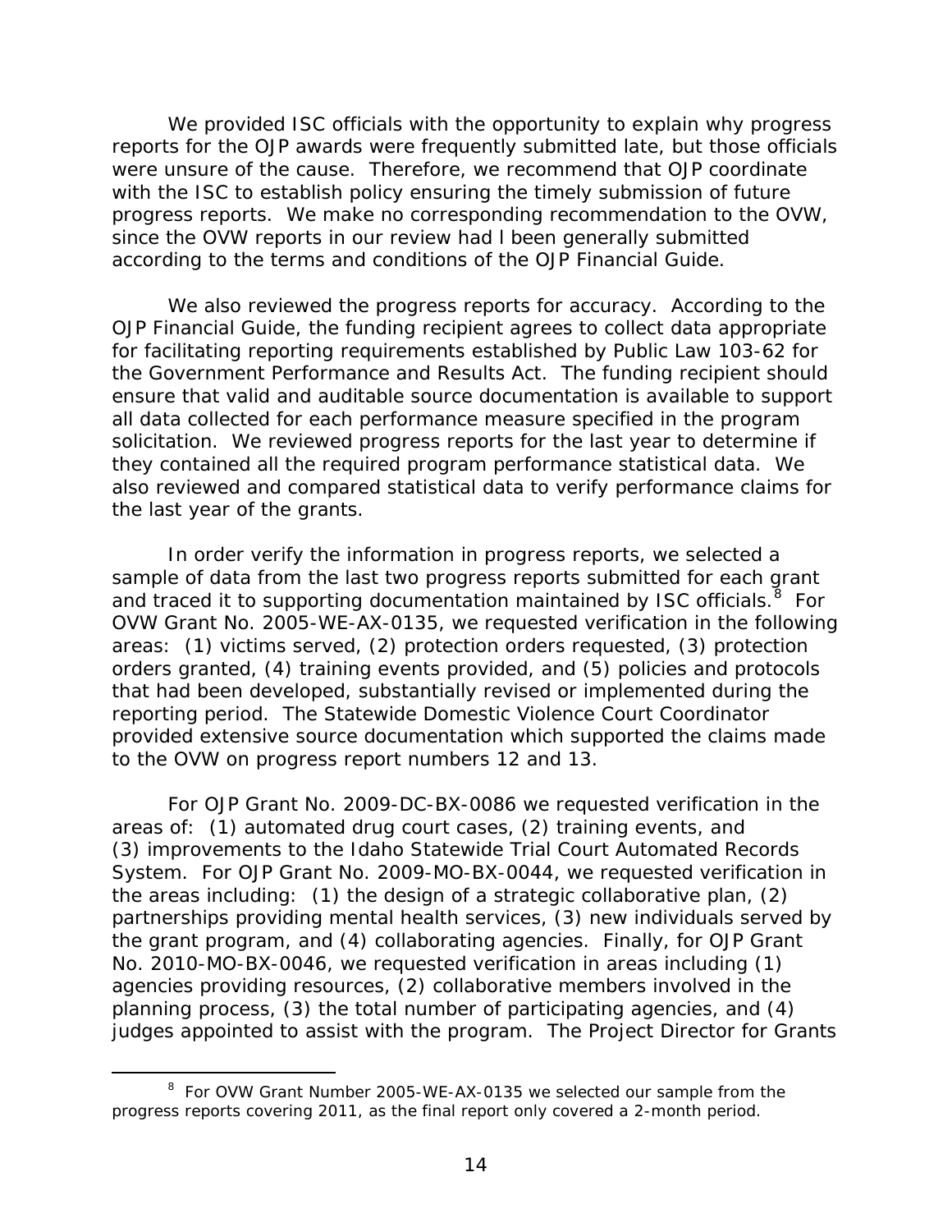We provided ISC officials with the opportunity to explain why progress reports for the OJP awards were frequently submitted late, but those officials were unsure of the cause. Therefore, we recommend that OJP coordinate with the ISC to establish policy ensuring the timely submission of future progress reports. We make no corresponding recommendation to the OVW, since the OVW reports in our review had l been generally submitted according to the terms and conditions of the OJP Financial Guide.

We also reviewed the progress reports for accuracy. According to the OJP Financial Guide, the funding recipient agrees to collect data appropriate for facilitating reporting requirements established by Public Law 103-62 for the Government Performance and Results Act. The funding recipient should ensure that valid and auditable source documentation is available to support all data collected for each performance measure specified in the program solicitation. We reviewed progress reports for the last year to determine if they contained all the required program performance statistical data. We also reviewed and compared statistical data to verify performance claims for the last year of the grants.

In order verify the information in progress reports, we selected a sample of data from the last two progress reports submitted for each grant and traced it to supporting documentation maintained by ISC officials.[8] For OVW Grant No. 2005-WE-AX-0135, we requested verification in the following areas: (1) victims served, (2) protection orders requested, (3) protection orders granted, (4) training events provided, and (5) policies and protocols that had been developed, substantially revised or implemented during the reporting period. The Statewide Domestic Violence Court Coordinator provided extensive source documentation which supported the claims made to the OVW on progress report numbers 12 and 13.

For OJP Grant No. 2009-DC-BX-0086 we requested verification in the areas of: (1) automated drug court cases, (2) training events, and (3) improvements to the Idaho Statewide Trial Court Automated Records System. For OJP Grant No. 2009-MO-BX-0044, we requested verification in the areas including: (1) the design of a strategic collaborative plan, (2) partnerships providing mental health services, (3) new individuals served by the grant program, and (4) collaborating agencies. Finally, for OJP Grant No. 2010-MO-BX-0046, we requested verification in areas including (1) agencies providing resources, (2) collaborative members involved in the planning process, (3) the total number of participating agencies, and (4) judges appointed to assist with the program. The Project Director for Grants

[8] For OVW Grant Number 2005-WE-AX-0135 we selected our sample from the progress reports covering 2011, as the final report only covered a 2-month period.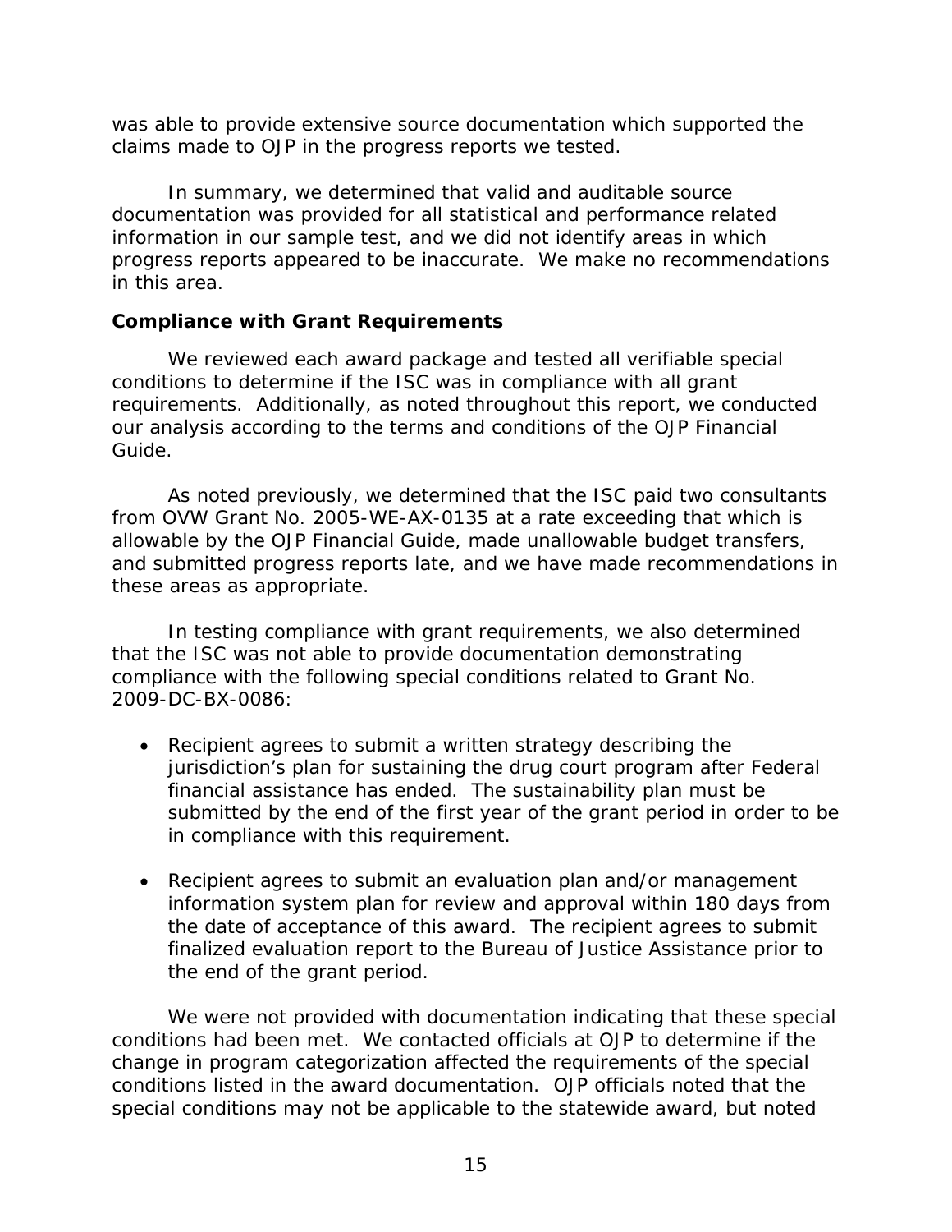was able to provide extensive source documentation which supported the claims made to OJP in the progress reports we tested.

In summary, we determined that valid and auditable source documentation was provided for all statistical and performance related information in our sample test, and we did not identify areas in which progress reports appeared to be inaccurate. We make no recommendations in this area.

### Compliance with Grant Requirements

We reviewed each award package and tested all verifiable special conditions to determine if the ISC was in compliance with all grant requirements. Additionally, as noted throughout this report, we conducted our analysis according to the terms and conditions of the OJP Financial Guide.

As noted previously, we determined that the ISC paid two consultants from OVW Grant No. 2005-WE-AX-0135 at a rate exceeding that which is allowable by the OJP Financial Guide, made unallowable budget transfers, and submitted progress reports late, and we have made recommendations in these areas as appropriate.

In testing compliance with grant requirements, we also determined that the ISC was not able to provide documentation demonstrating compliance with the following special conditions related to Grant No. 2009-DC-BX-0086:

- Recipient agrees to submit a written strategy describing the jurisdiction's plan for sustaining the drug court program after Federal financial assistance has ended. The sustainability plan must be submitted by the end of the first year of the grant period in order to be in compliance with this requirement.

- Recipient agrees to submit an evaluation plan and/or management information system plan for review and approval within 180 days from the date of acceptance of this award. The recipient agrees to submit finalized evaluation report to the Bureau of Justice Assistance prior to the end of the grant period.

We were not provided with documentation indicating that these special conditions had been met. We contacted officials at OJP to determine if the change in program categorization affected the requirements of the special conditions listed in the award documentation. OJP officials noted that the special conditions may not be applicable to the statewide award, but noted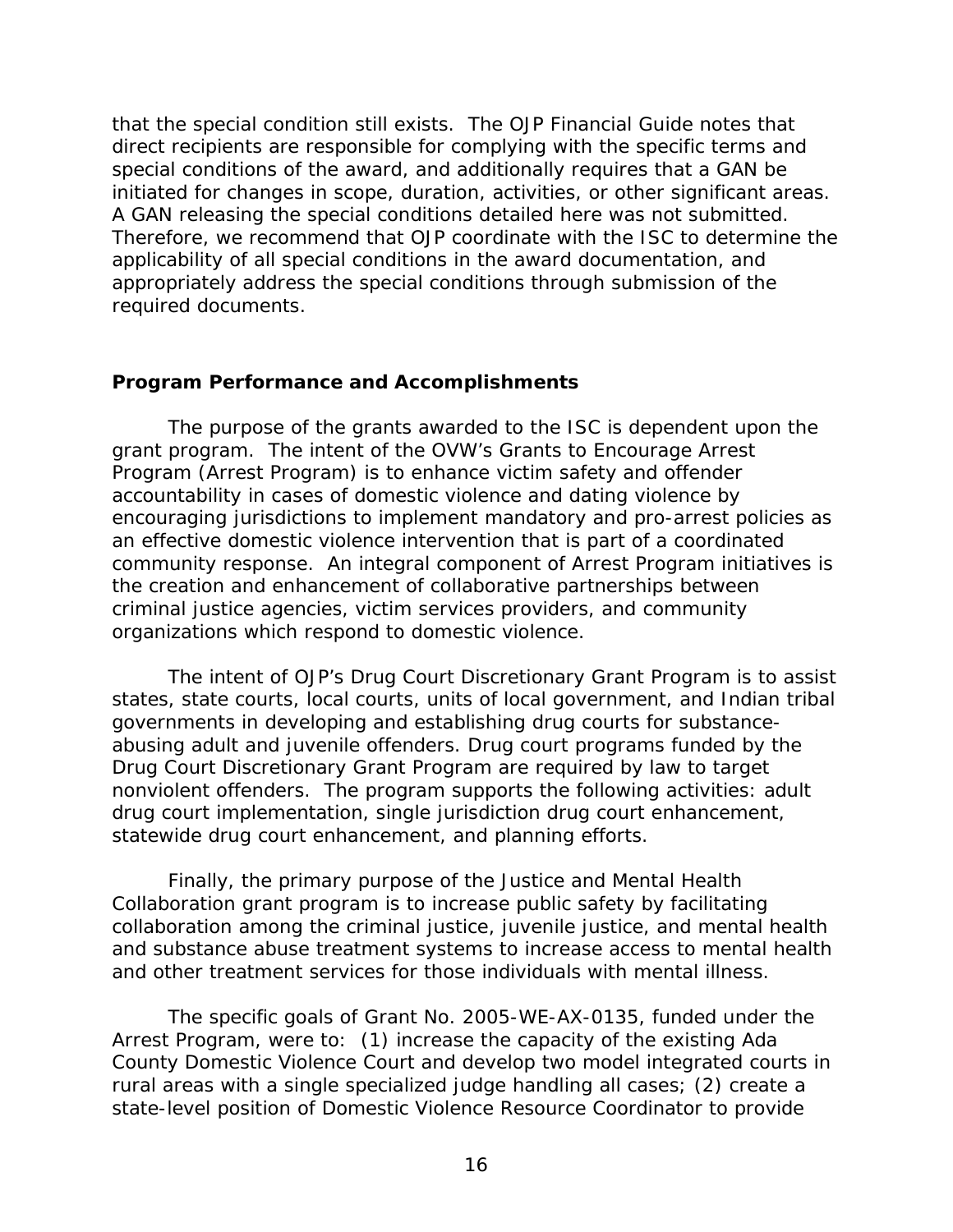that the special condition still exists. The OJP Financial Guide notes that direct recipients are responsible for complying with the specific terms and special conditions of the award, and additionally requires that a GAN be initiated for changes in scope, duration, activities, or other significant areas. A GAN releasing the special conditions detailed here was not submitted. Therefore, we recommend that OJP coordinate with the ISC to determine the applicability of all special conditions in the award documentation, and appropriately address the special conditions through submission of the required documents.

### Program Performance and Accomplishments

The purpose of the grants awarded to the ISC is dependent upon the grant program. The intent of the OVW's Grants to Encourage Arrest Program (Arrest Program) is to enhance victim safety and offender accountability in cases of domestic violence and dating violence by encouraging jurisdictions to implement mandatory and pro-arrest policies as an effective domestic violence intervention that is part of a coordinated community response. An integral component of Arrest Program initiatives is the creation and enhancement of collaborative partnerships between criminal justice agencies, victim services providers, and community organizations which respond to domestic violence.

The intent of OJP's Drug Court Discretionary Grant Program is to assist states, state courts, local courts, units of local government, and Indian tribal governments in developing and establishing drug courts for substance-abusing adult and juvenile offenders. Drug court programs funded by the Drug Court Discretionary Grant Program are required by law to target nonviolent offenders. The program supports the following activities: adult drug court implementation, single jurisdiction drug court enhancement, statewide drug court enhancement, and planning efforts.

Finally, the primary purpose of the Justice and Mental Health Collaboration grant program is to increase public safety by facilitating collaboration among the criminal justice, juvenile justice, and mental health and substance abuse treatment systems to increase access to mental health and other treatment services for those individuals with mental illness.

The specific goals of Grant No. 2005-WE-AX-0135, funded under the Arrest Program, were to: (1) increase the capacity of the existing Ada County Domestic Violence Court and develop two model integrated courts in rural areas with a single specialized judge handling all cases; (2) create a state-level position of Domestic Violence Resource Coordinator to provide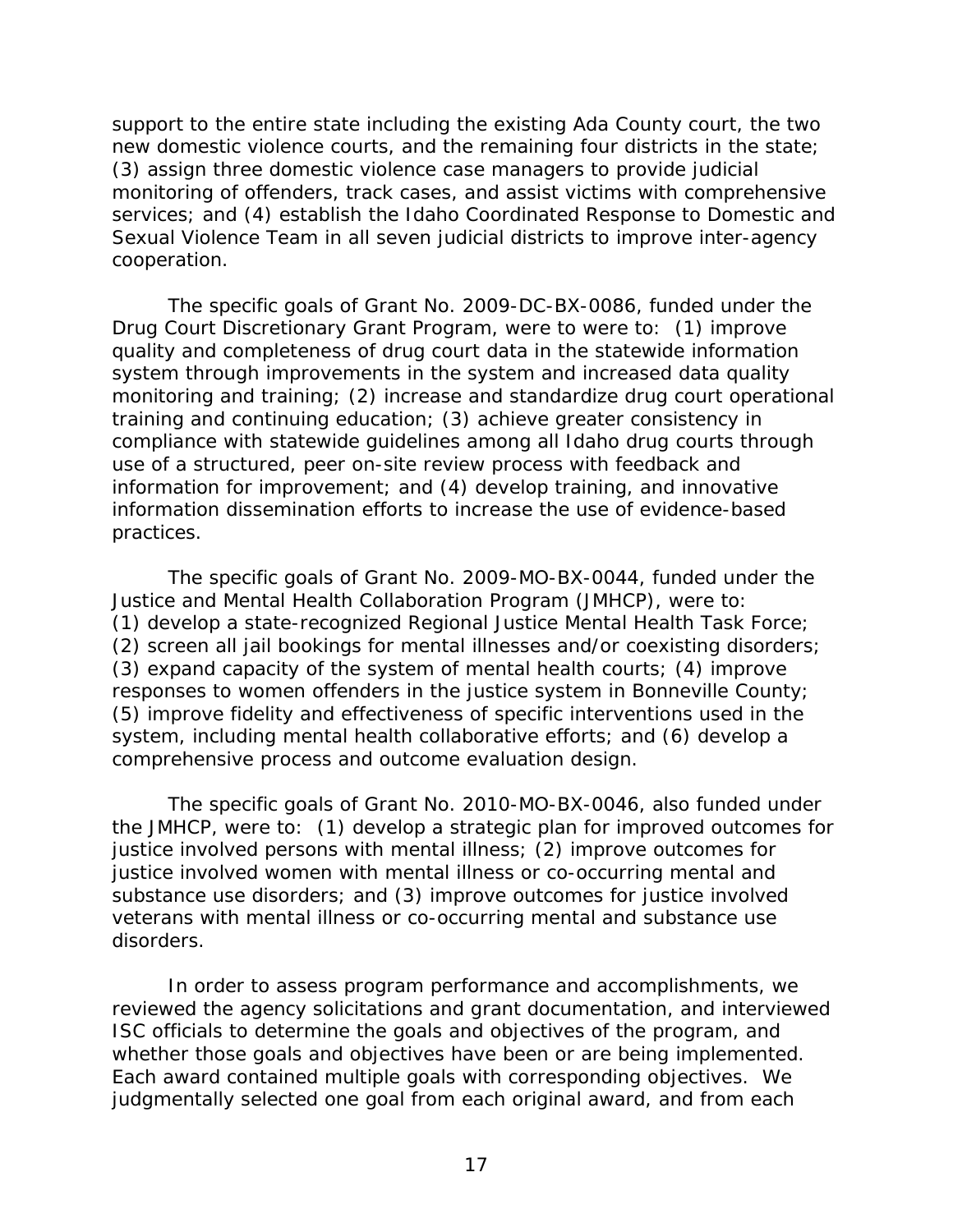support to the entire state including the existing Ada County court, the two new domestic violence courts, and the remaining four districts in the state; (3) assign three domestic violence case managers to provide judicial monitoring of offenders, track cases, and assist victims with comprehensive services; and (4) establish the Idaho Coordinated Response to Domestic and Sexual Violence Team in all seven judicial districts to improve inter-agency cooperation.

The specific goals of Grant No. 2009-DC-BX-0086, funded under the Drug Court Discretionary Grant Program, were to were to: (1) improve quality and completeness of drug court data in the statewide information system through improvements in the system and increased data quality monitoring and training; (2) increase and standardize drug court operational training and continuing education; (3) achieve greater consistency in compliance with statewide guidelines among all Idaho drug courts through use of a structured, peer on-site review process with feedback and information for improvement; and (4) develop training, and innovative information dissemination efforts to increase the use of evidence-based practices.

The specific goals of Grant No. 2009-MO-BX-0044, funded under the Justice and Mental Health Collaboration Program (JMHCP), were to: (1) develop a state-recognized Regional Justice Mental Health Task Force; (2) screen all jail bookings for mental illnesses and/or coexisting disorders; (3) expand capacity of the system of mental health courts; (4) improve responses to women offenders in the justice system in Bonneville County; (5) improve fidelity and effectiveness of specific interventions used in the system, including mental health collaborative efforts; and (6) develop a comprehensive process and outcome evaluation design.

The specific goals of Grant No. 2010-MO-BX-0046, also funded under the JMHCP, were to: (1) develop a strategic plan for improved outcomes for justice involved persons with mental illness; (2) improve outcomes for justice involved women with mental illness or co-occurring mental and substance use disorders; and (3) improve outcomes for justice involved veterans with mental illness or co-occurring mental and substance use disorders.

In order to assess program performance and accomplishments, we reviewed the agency solicitations and grant documentation, and interviewed ISC officials to determine the goals and objectives of the program, and whether those goals and objectives have been or are being implemented. Each award contained multiple goals with corresponding objectives. We judgmentally selected one goal from each original award, and from each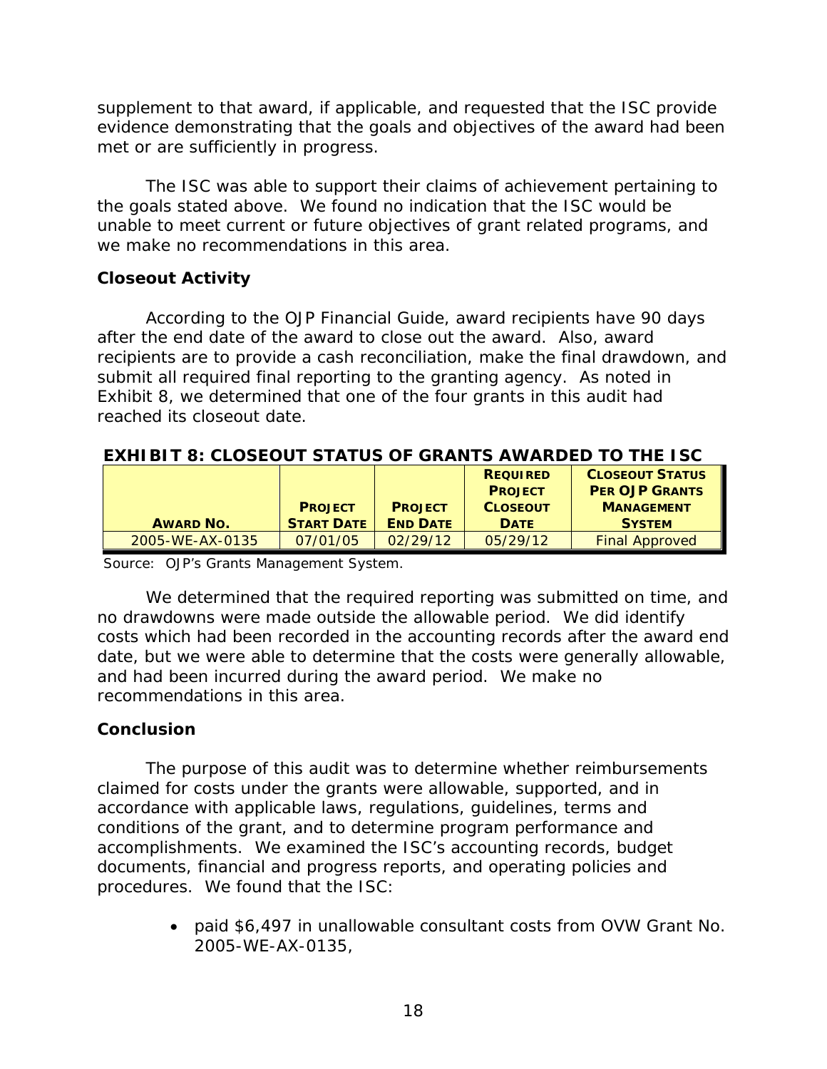supplement to that award, if applicable, and requested that the ISC provide evidence demonstrating that the goals and objectives of the award had been met or are sufficiently in progress.

The ISC was able to support their claims of achievement pertaining to the goals stated above. We found no indication that the ISC would be unable to meet current or future objectives of grant related programs, and we make no recommendations in this area.

### Closeout Activity

According to the OJP Financial Guide, award recipients have 90 days after the end date of the award to close out the award. Also, award recipients are to provide a cash reconciliation, make the final drawdown, and submit all required final reporting to the granting agency. As noted in Exhibit 8, we determined that one of the four grants in this audit had reached its closeout date.

**EXHIBIT 8: CLOSEOUT STATUS OF GRANTS AWARDED TO THE ISC**

| AWARD NO. | PROJECT START DATE | PROJECT END DATE | REQUIRED PROJECT CLOSEOUT DATE | CLOSEOUT STATUS PER OJP GRANTS MANAGEMENT SYSTEM |
|---|---|---|---|---|
| 2005-WE-AX-0135 | 07/01/05 | 02/29/12 | 05/29/12 | Final Approved |

Source: OJP's Grants Management System.

We determined that the required reporting was submitted on time, and no drawdowns were made outside the allowable period. We did identify costs which had been recorded in the accounting records after the award end date, but we were able to determine that the costs were generally allowable, and had been incurred during the award period. We make no recommendations in this area.

### Conclusion

The purpose of this audit was to determine whether reimbursements claimed for costs under the grants were allowable, supported, and in accordance with applicable laws, regulations, guidelines, terms and conditions of the grant, and to determine program performance and accomplishments. We examined the ISC's accounting records, budget documents, financial and progress reports, and operating policies and procedures. We found that the ISC:

- paid $6,497 in unallowable consultant costs from OVW Grant No. 2005-WE-AX-0135,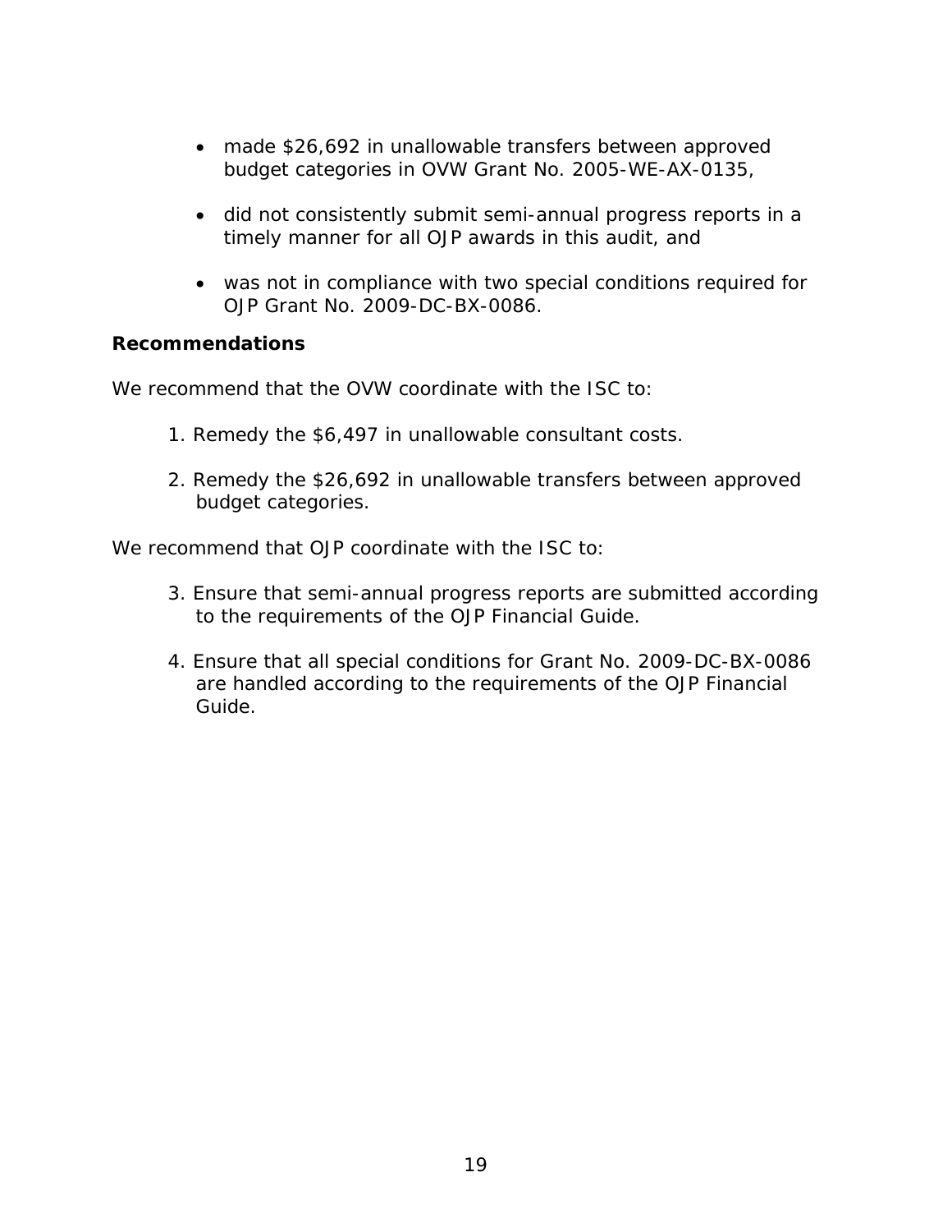- made $26,692 in unallowable transfers between approved budget categories in OVW Grant No. 2005-WE-AX-0135,
- did not consistently submit semi-annual progress reports in a timely manner for all OJP awards in this audit, and
- was not in compliance with two special conditions required for OJP Grant No. 2009-DC-BX-0086.

**Recommendations**

We recommend that the OVW coordinate with the ISC to:

1. Remedy the $6,497 in unallowable consultant costs.
2. Remedy the $26,692 in unallowable transfers between approved budget categories.

We recommend that OJP coordinate with the ISC to:

3. Ensure that semi-annual progress reports are submitted according to the requirements of the OJP Financial Guide.
4. Ensure that all special conditions for Grant No. 2009-DC-BX-0086 are handled according to the requirements of the OJP Financial Guide.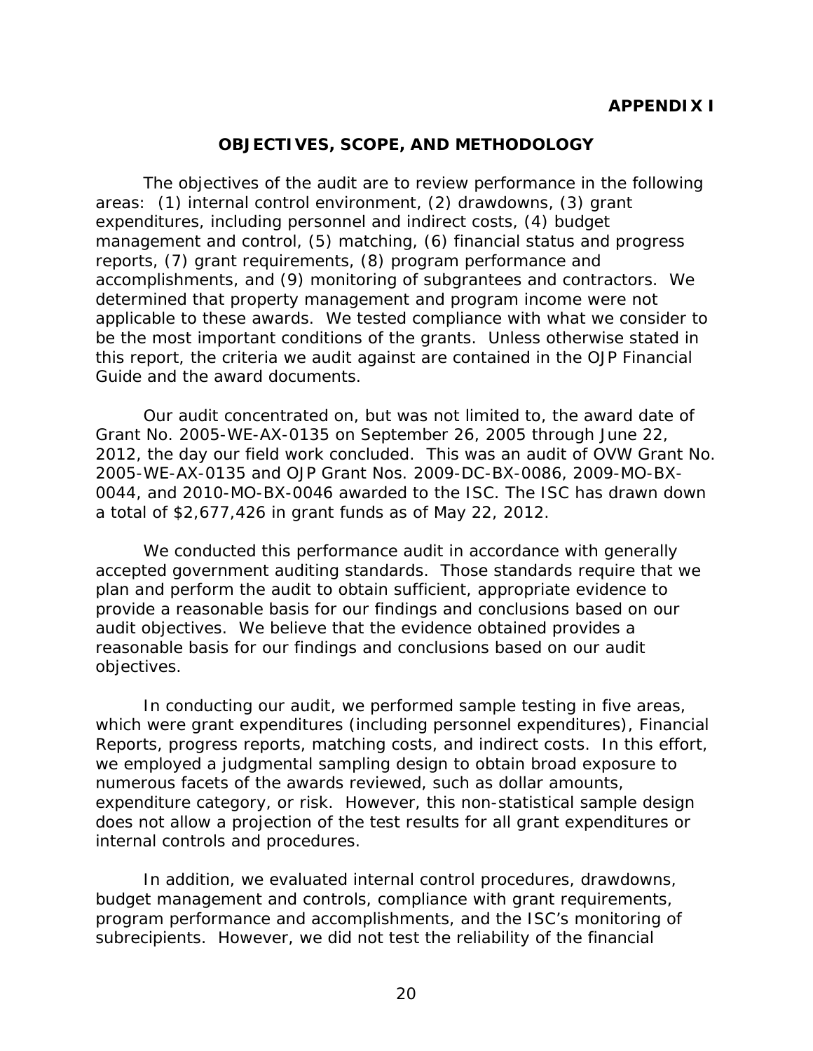**APPENDIX I**

## OBJECTIVES, SCOPE, AND METHODOLOGY

The objectives of the audit are to review performance in the following areas: (1) internal control environment, (2) drawdowns, (3) grant expenditures, including personnel and indirect costs, (4) budget management and control, (5) matching, (6) financial status and progress reports, (7) grant requirements, (8) program performance and accomplishments, and (9) monitoring of subgrantees and contractors. We determined that property management and program income were not applicable to these awards. We tested compliance with what we consider to be the most important conditions of the grants. Unless otherwise stated in this report, the criteria we audit against are contained in the OJP Financial Guide and the award documents.

Our audit concentrated on, but was not limited to, the award date of Grant No. 2005-WE-AX-0135 on September 26, 2005 through June 22, 2012, the day our field work concluded. This was an audit of OVW Grant No. 2005-WE-AX-0135 and OJP Grant Nos. 2009-DC-BX-0086, 2009-MO-BX-0044, and 2010-MO-BX-0046 awarded to the ISC. The ISC has drawn down a total of $2,677,426 in grant funds as of May 22, 2012.

We conducted this performance audit in accordance with generally accepted government auditing standards. Those standards require that we plan and perform the audit to obtain sufficient, appropriate evidence to provide a reasonable basis for our findings and conclusions based on our audit objectives. We believe that the evidence obtained provides a reasonable basis for our findings and conclusions based on our audit objectives.

In conducting our audit, we performed sample testing in five areas, which were grant expenditures (including personnel expenditures), Financial Reports, progress reports, matching costs, and indirect costs. In this effort, we employed a judgmental sampling design to obtain broad exposure to numerous facets of the awards reviewed, such as dollar amounts, expenditure category, or risk. However, this non-statistical sample design does not allow a projection of the test results for all grant expenditures or internal controls and procedures.

In addition, we evaluated internal control procedures, drawdowns, budget management and controls, compliance with grant requirements, program performance and accomplishments, and the ISC's monitoring of subrecipients. However, we did not test the reliability of the financial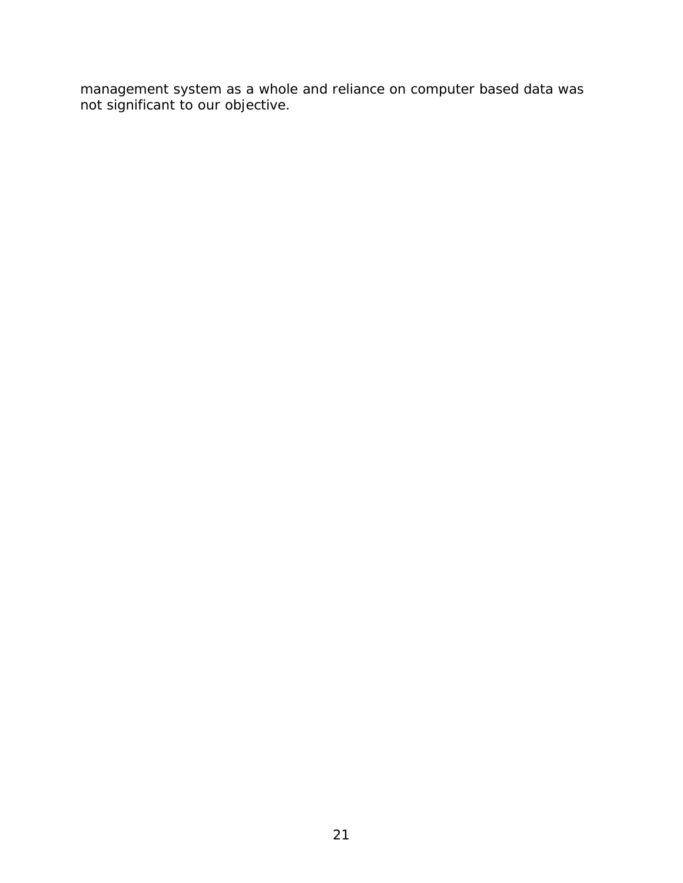management system as a whole and reliance on computer based data was not significant to our objective.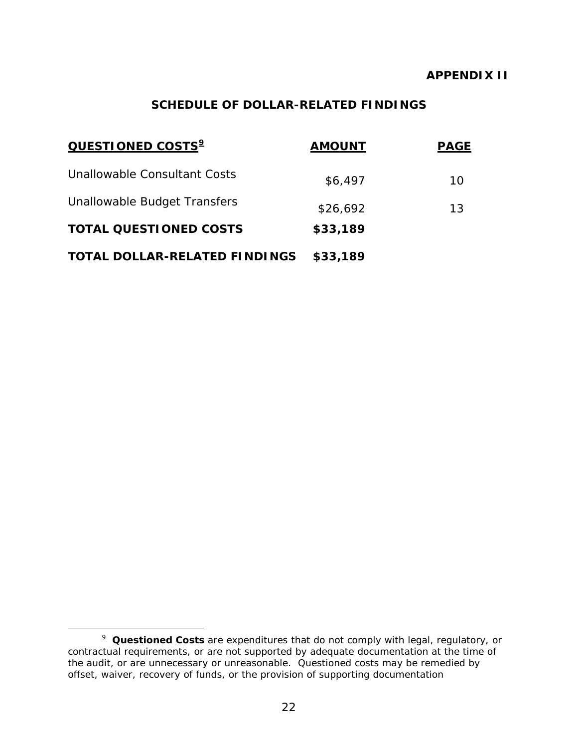**APPENDIX II**

## SCHEDULE OF DOLLAR-RELATED FINDINGS

| QUESTIONED COSTS[9] | AMOUNT | PAGE |
|---|---|---|
| Unallowable Consultant Costs | $6,497 | 10 |
| Unallowable Budget Transfers | $26,692 | 13 |
| **TOTAL QUESTIONED COSTS** | **$33,189** | |
| **TOTAL DOLLAR-RELATED FINDINGS** | **$33,189** | |

[9] **Questioned Costs** are expenditures that do not comply with legal, regulatory, or contractual requirements, or are not supported by adequate documentation at the time of the audit, or are unnecessary or unreasonable. Questioned costs may be remedied by offset, waiver, recovery of funds, or the provision of supporting documentation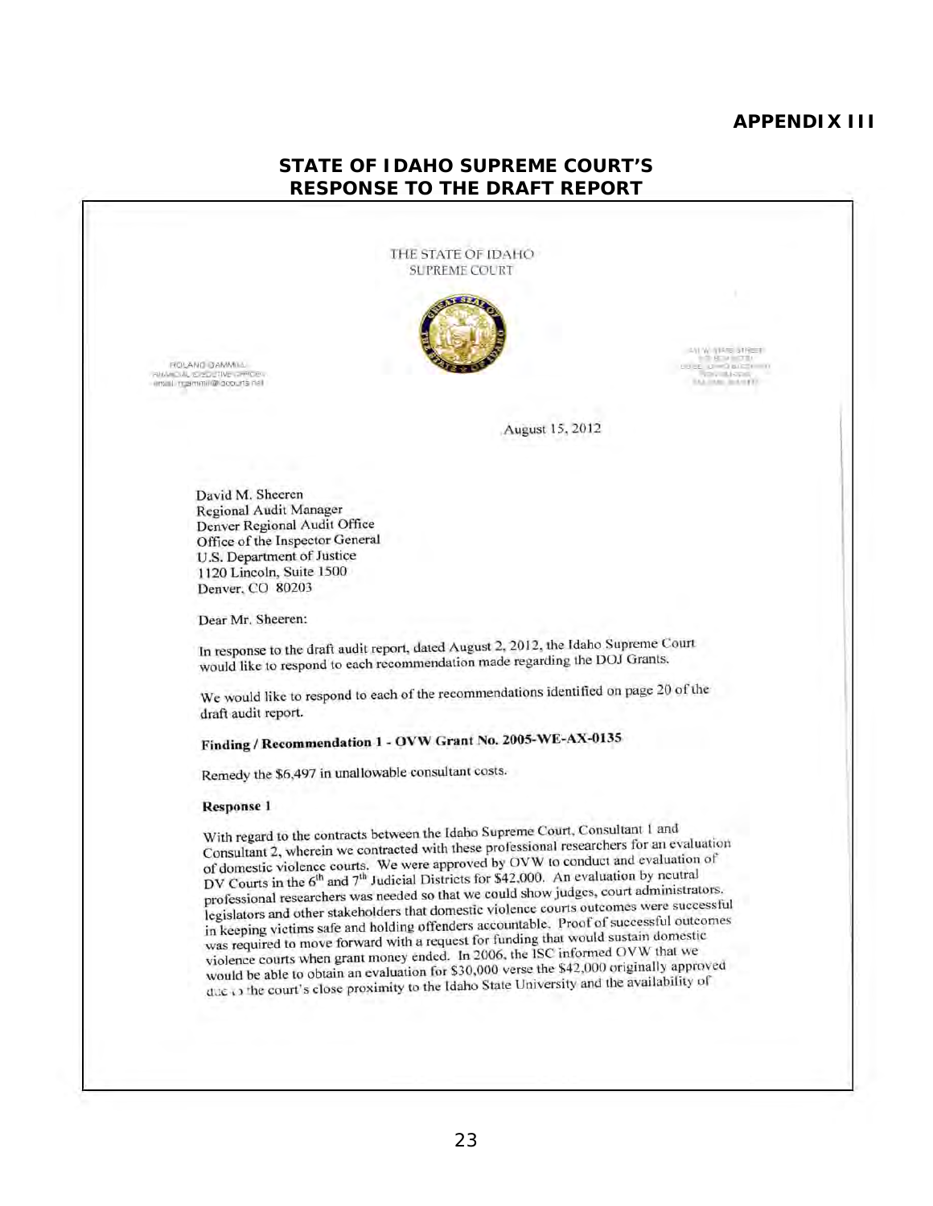**APPENDIX III**

## STATE OF IDAHO SUPREME COURT'S RESPONSE TO THE DRAFT REPORT

THE STATE OF IDAHO
SUPREME COURT

ROLAND GAMMILL
FINANCIAL EXECUTIVE OFFICER
email: rgammill@idcourts.net

August 15, 2012

David M. Sheeren
Regional Audit Manager
Denver Regional Audit Office
Office of the Inspector General
U.S. Department of Justice
1120 Lincoln, Suite 1500
Denver, CO 80203

Dear Mr. Sheeren:

In response to the draft audit report, dated August 2, 2012, the Idaho Supreme Court would like to respond to each recommendation made regarding the DOJ Grants.

We would like to respond to each of the recommendations identified on page 20 of the draft audit report.

**Finding / Recommendation 1 - OVW Grant No. 2005-WE-AX-0135**

Remedy the $6,497 in unallowable consultant costs.

**Response 1**

With regard to the contracts between the Idaho Supreme Court, Consultant 1 and Consultant 2, wherein we contracted with these professional researchers for an evaluation of domestic violence courts. We were approved by OVW to conduct and evaluation of DV Courts in the 6th and 7th Judicial Districts for $42,000. An evaluation by neutral professional researchers was needed so that we could show judges, court administrators, legislators and other stakeholders that domestic violence courts outcomes were successful in keeping victims safe and holding offenders accountable. Proof of successful outcomes was required to move forward with a request for funding that would sustain domestic violence courts when grant money ended. In 2006, the ISC informed OVW that we would be able to obtain an evaluation for $30,000 verse the $42,000 originally approved due to the court's close proximity to the Idaho State University and the availability of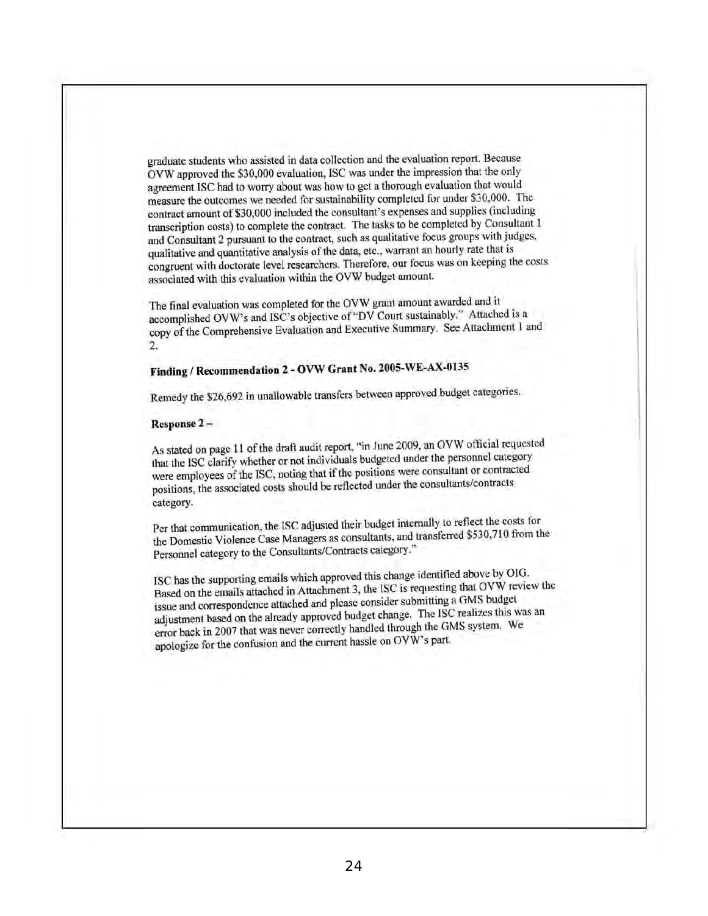graduate students who assisted in data collection and the evaluation report. Because OVW approved the $30,000 evaluation, ISC was under the impression that the only agreement ISC had to worry about was how to get a thorough evaluation that would measure the outcomes we needed for sustainability completed for under $30,000. The contract amount of $30,000 included the consultant's expenses and supplies (including transcription costs) to complete the contract. The tasks to be completed by Consultant 1 and Consultant 2 pursuant to the contract, such as qualitative focus groups with judges, qualitative and quantitative analysis of the data, etc., warrant an hourly rate that is congruent with doctorate level researchers. Therefore, our focus was on keeping the costs associated with this evaluation within the OVW budget amount.

The final evaluation was completed for the OVW grant amount awarded and it accomplished OVW's and ISC's objective of "DV Court sustainably." Attached is a copy of the Comprehensive Evaluation and Executive Summary. See Attachment 1 and 2.

**Finding / Recommendation 2 - OVW Grant No. 2005-WE-AX-0135**

Remedy the $26,692 in unallowable transfers between approved budget categories.

**Response 2 –**

As stated on page 11 of the draft audit report, "in June 2009, an OVW official requested that the ISC clarify whether or not individuals budgeted under the personnel category were employees of the ISC, noting that if the positions were consultant or contracted positions, the associated costs should be reflected under the consultants/contracts category.

Per that communication, the ISC adjusted their budget internally to reflect the costs for the Domestic Violence Case Managers as consultants, and transferred $530,710 from the Personnel category to the Consultants/Contracts category."

ISC has the supporting emails which approved this change identified above by OIG. Based on the emails attached in Attachment 3, the ISC is requesting that OVW review the issue and correspondence attached and please consider submitting a GMS budget adjustment based on the already approved budget change. The ISC realizes this was an error back in 2007 that was never correctly handled through the GMS system. We apologize for the confusion and the current hassle on OVW's part.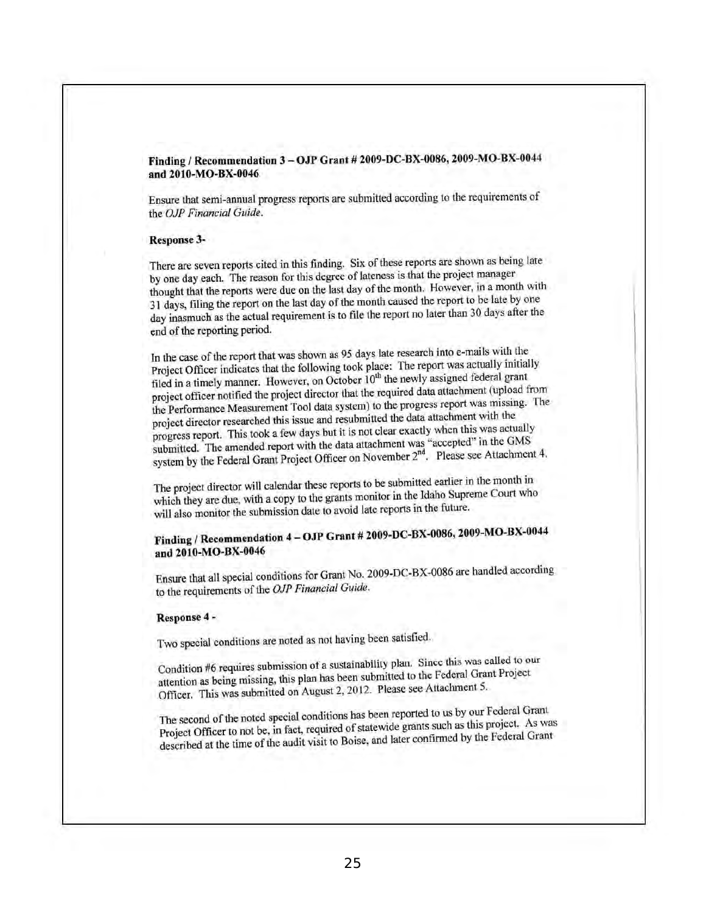**Finding / Recommendation 3 – OJP Grant # 2009-DC-BX-0086, 2009-MO-BX-0044 and 2010-MO-BX-0046**

Ensure that semi-annual progress reports are submitted according to the requirements of the *OJP Financial Guide*.

**Response 3-**

There are seven reports cited in this finding. Six of these reports are shown as being late by one day each. The reason for this degree of lateness is that the project manager thought that the reports were due on the last day of the month. However, in a month with 31 days, filing the report on the last day of the month caused the report to be late by one day inasmuch as the actual requirement is to file the report no later than 30 days after the end of the reporting period.

In the case of the report that was shown as 95 days late research into e-mails with the Project Officer indicates that the following took place: The report was actually initially filed in a timely manner. However, on October 10th the newly assigned federal grant project officer notified the project director that the required data attachment (upload from the Performance Measurement Tool data system) to the progress report was missing. The project director researched this issue and resubmitted the data attachment with the progress report. This took a few days but it is not clear exactly when this was actually submitted. The amended report with the data attachment was "accepted" in the GMS system by the Federal Grant Project Officer on November 2nd. Please see Attachment 4.

The project director will calendar these reports to be submitted earlier in the month in which they are due, with a copy to the grants monitor in the Idaho Supreme Court who will also monitor the submission date to avoid late reports in the future.

**Finding / Recommendation 4 – OJP Grant # 2009-DC-BX-0086, 2009-MO-BX-0044 and 2010-MO-BX-0046**

Ensure that all special conditions for Grant No. 2009-DC-BX-0086 are handled according to the requirements of the *OJP Financial Guide*.

**Response 4 -**

Two special conditions are noted as not having been satisfied.

Condition #6 requires submission of a sustainability plan. Since this was called to our attention as being missing, this plan has been submitted to the Federal Grant Project Officer. This was submitted on August 2, 2012. Please see Attachment 5.

The second of the noted special conditions has been reported to us by our Federal Grant Project Officer to not be, in fact, required of statewide grants such as this project. As was described at the time of the audit visit to Boise, and later confirmed by the Federal Grant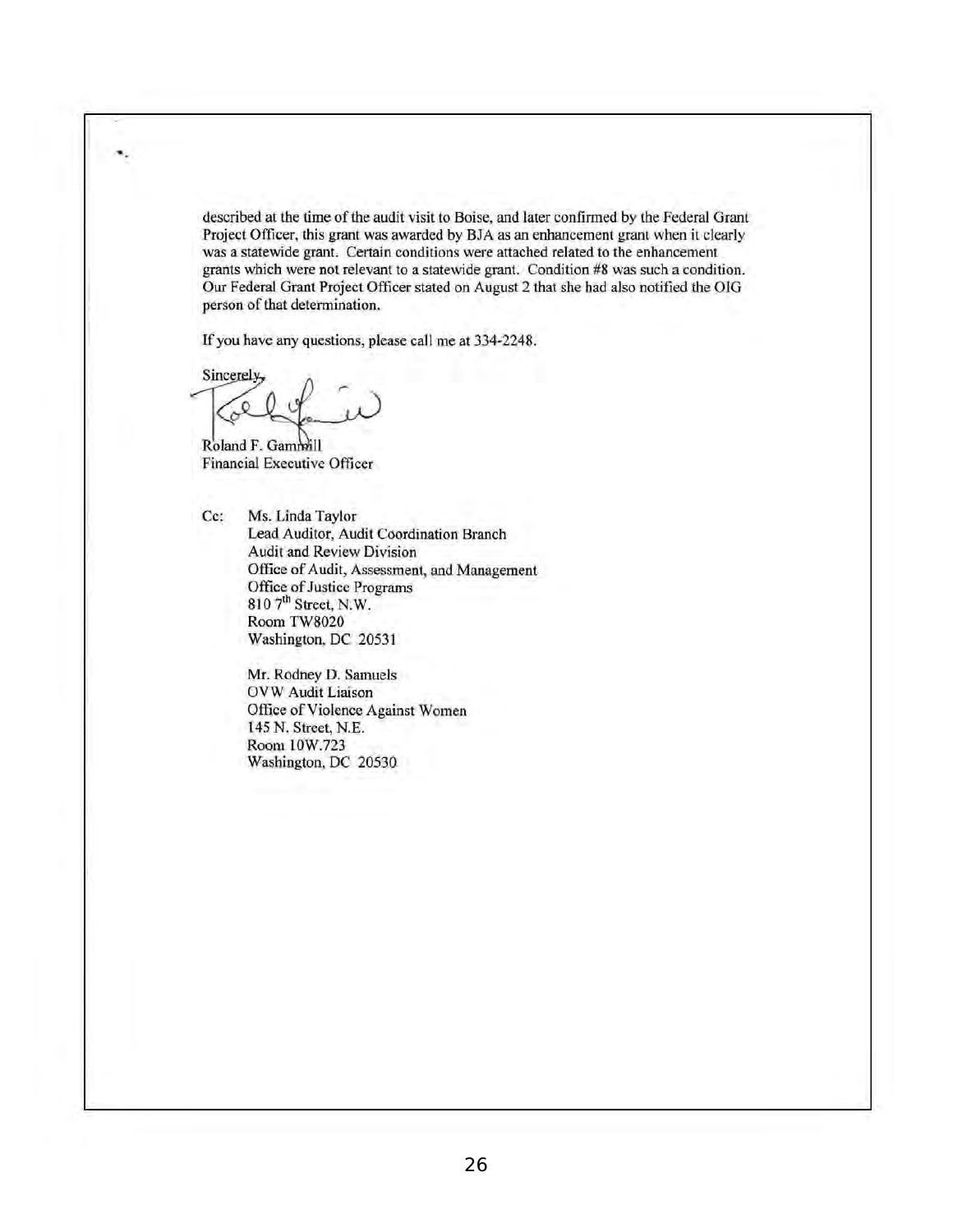described at the time of the audit visit to Boise, and later confirmed by the Federal Grant Project Officer, this grant was awarded by BJA as an enhancement grant when it clearly was a statewide grant. Certain conditions were attached related to the enhancement grants which were not relevant to a statewide grant. Condition #8 was such a condition. Our Federal Grant Project Officer stated on August 2 that she had also notified the OIG person of that determination.

If you have any questions, please call me at 334-2248.

Sincerely,

Roland F. Gammill
Financial Executive Officer

Cc: Ms. Linda Taylor
Lead Auditor, Audit Coordination Branch
Audit and Review Division
Office of Audit, Assessment, and Management
Office of Justice Programs
810 7th Street, N.W.
Room TW8020
Washington, DC 20531

Mr. Rodney D. Samuels
OVW Audit Liaison
Office of Violence Against Women
145 N. Street, N.E.
Room 10W.723
Washington, DC 20530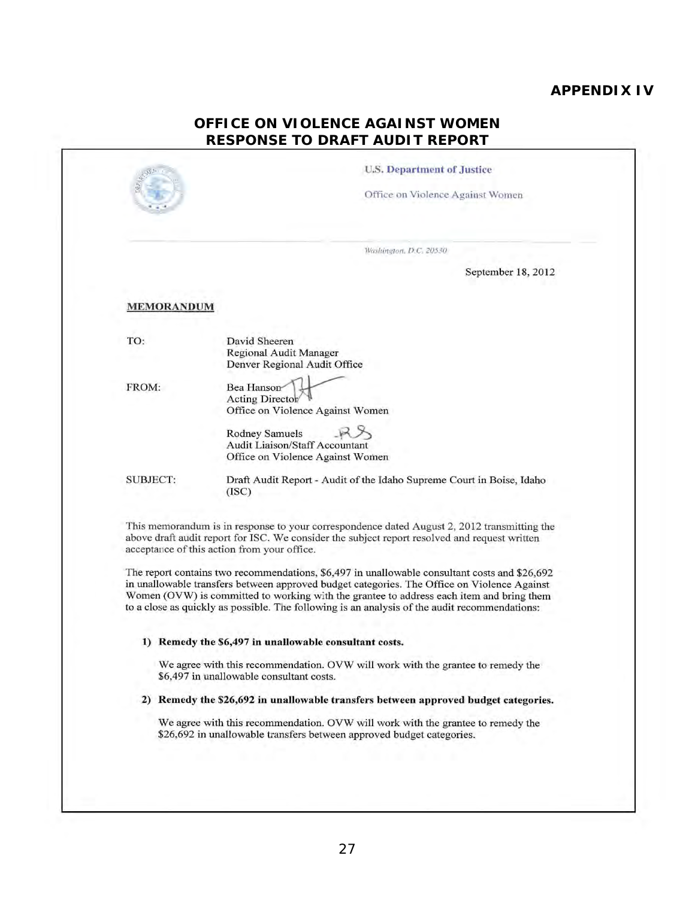# APPENDIX IV

## OFFICE ON VIOLENCE AGAINST WOMEN RESPONSE TO DRAFT AUDIT REPORT

U.S. Department of Justice

Office on Violence Against Women

*Washington, D.C. 20530*

September 18, 2012

**MEMORANDUM**

TO: David Sheeren
Regional Audit Manager
Denver Regional Audit Office

FROM: Bea Hanson
Acting Director
Office on Violence Against Women

Rodney Samuels
Audit Liaison/Staff Accountant
Office on Violence Against Women

SUBJECT: Draft Audit Report - Audit of the Idaho Supreme Court in Boise, Idaho (ISC)

This memorandum is in response to your correspondence dated August 2, 2012 transmitting the above draft audit report for ISC. We consider the subject report resolved and request written acceptance of this action from your office.

The report contains two recommendations, $6,497 in unallowable consultant costs and $26,692 in unallowable transfers between approved budget categories. The Office on Violence Against Women (OVW) is committed to working with the grantee to address each item and bring them to a close as quickly as possible. The following is an analysis of the audit recommendations:

1) **Remedy the $6,497 in unallowable consultant costs.**

   We agree with this recommendation. OVW will work with the grantee to remedy the $6,497 in unallowable consultant costs.

2) **Remedy the $26,692 in unallowable transfers between approved budget categories.**

   We agree with this recommendation. OVW will work with the grantee to remedy the $26,692 in unallowable transfers between approved budget categories.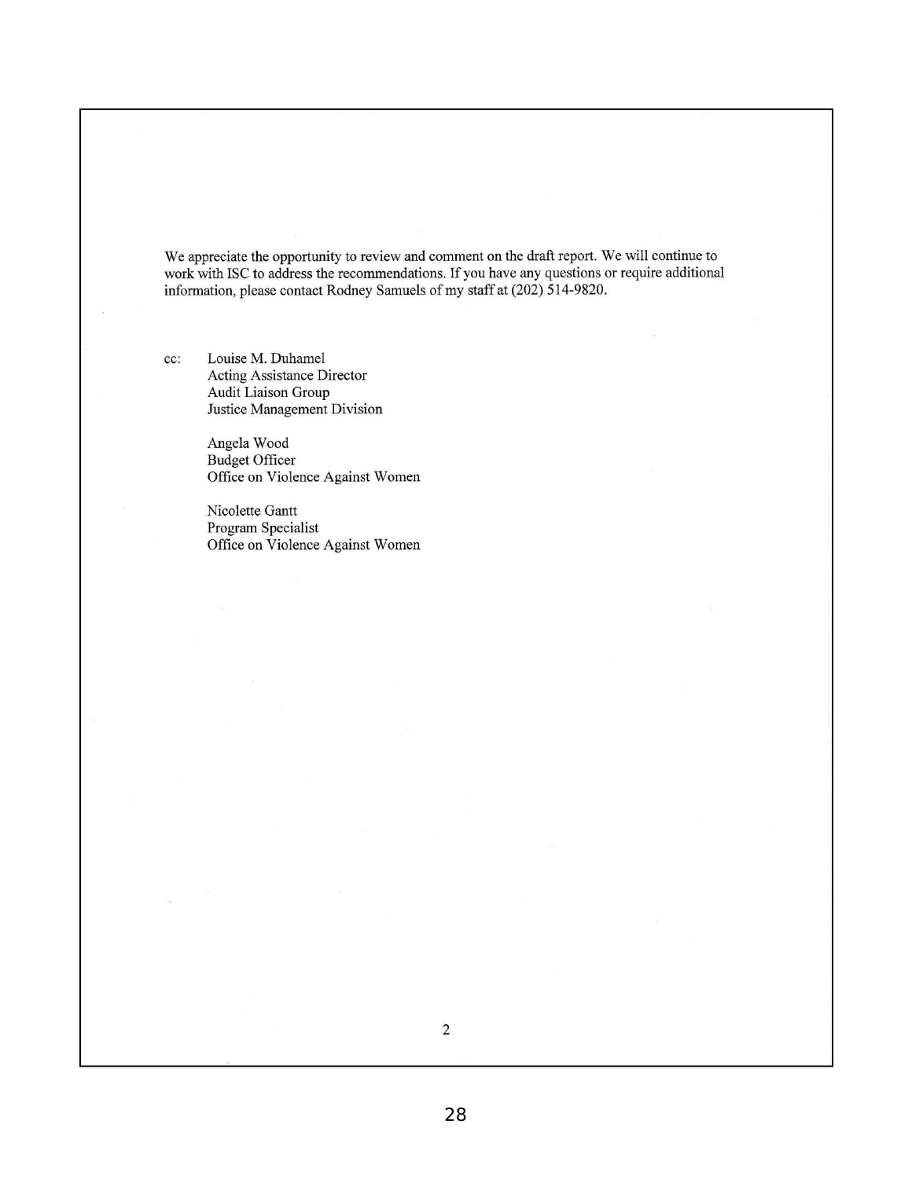We appreciate the opportunity to review and comment on the draft report. We will continue to work with ISC to address the recommendations. If you have any questions or require additional information, please contact Rodney Samuels of my staff at (202) 514-9820.

cc: Louise M. Duhamel
Acting Assistance Director
Audit Liaison Group
Justice Management Division

Angela Wood
Budget Officer
Office on Violence Against Women

Nicolette Gantt
Program Specialist
Office on Violence Against Women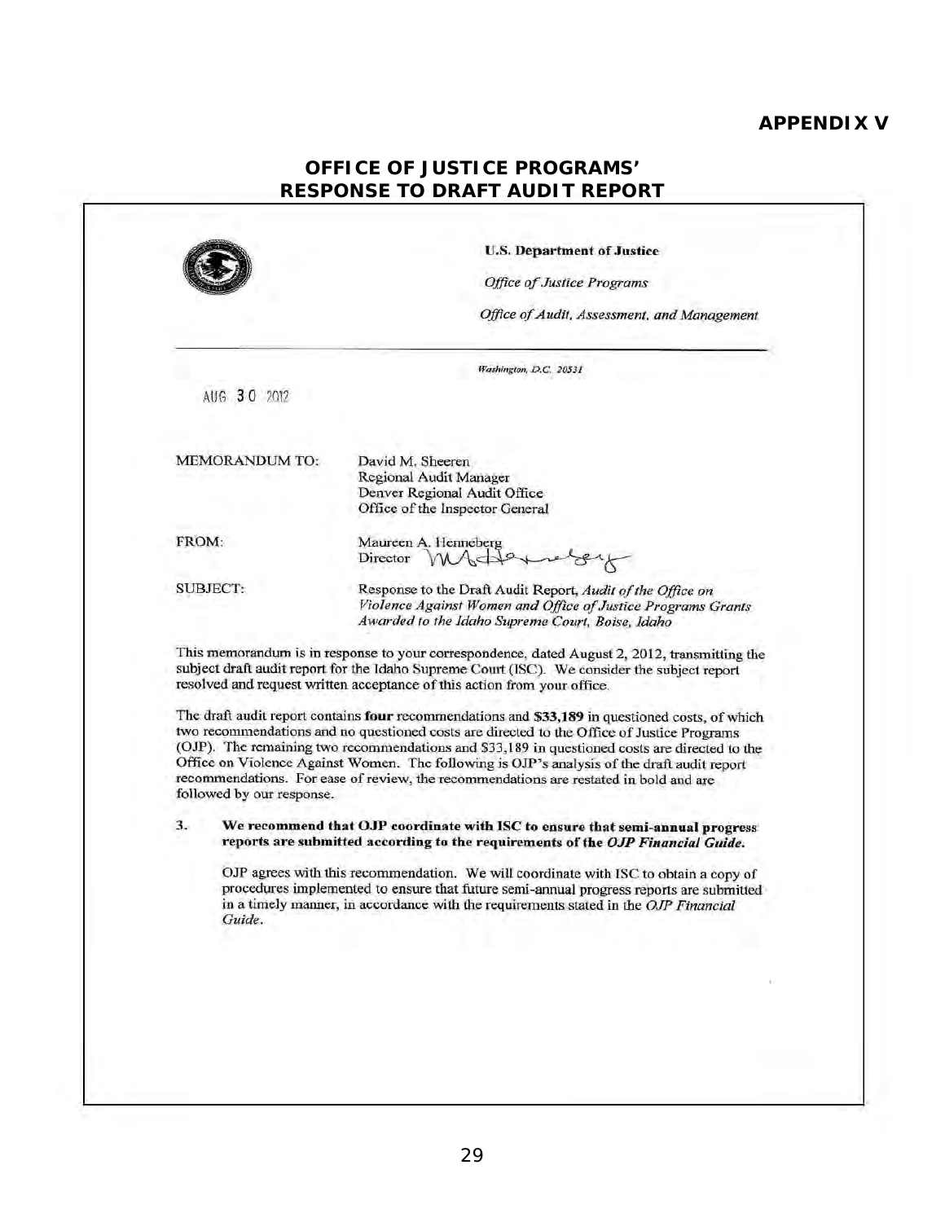**APPENDIX V**

## OFFICE OF JUSTICE PROGRAMS' RESPONSE TO DRAFT AUDIT REPORT

**U.S. Department of Justice**

*Office of Justice Programs*

*Office of Audit, Assessment, and Management*

*Washington, D.C. 20531*

AUG 30 2012

MEMORANDUM TO: David M. Sheeren
Regional Audit Manager
Denver Regional Audit Office
Office of the Inspector General

FROM: Maureen A. Henneberg
Director

SUBJECT: Response to the Draft Audit Report, *Audit of the Office on Violence Against Women and Office of Justice Programs Grants Awarded to the Idaho Supreme Court, Boise, Idaho*

This memorandum is in response to your correspondence, dated August 2, 2012, transmitting the subject draft audit report for the Idaho Supreme Court (ISC). We consider the subject report resolved and request written acceptance of this action from your office.

The draft audit report contains **four** recommendations and **$33,189** in questioned costs, of which two recommendations and no questioned costs are directed to the Office of Justice Programs (OJP). The remaining two recommendations and $33,189 in questioned costs are directed to the Office on Violence Against Women. The following is OJP's analysis of the draft audit report recommendations. For ease of review, the recommendations are restated in bold and are followed by our response.

3. **We recommend that OJP coordinate with ISC to ensure that semi-annual progress reports are submitted according to the requirements of the *OJP Financial Guide*.**

   OJP agrees with this recommendation. We will coordinate with ISC to obtain a copy of procedures implemented to ensure that future semi-annual progress reports are submitted in a timely manner, in accordance with the requirements stated in the *OJP Financial Guide*.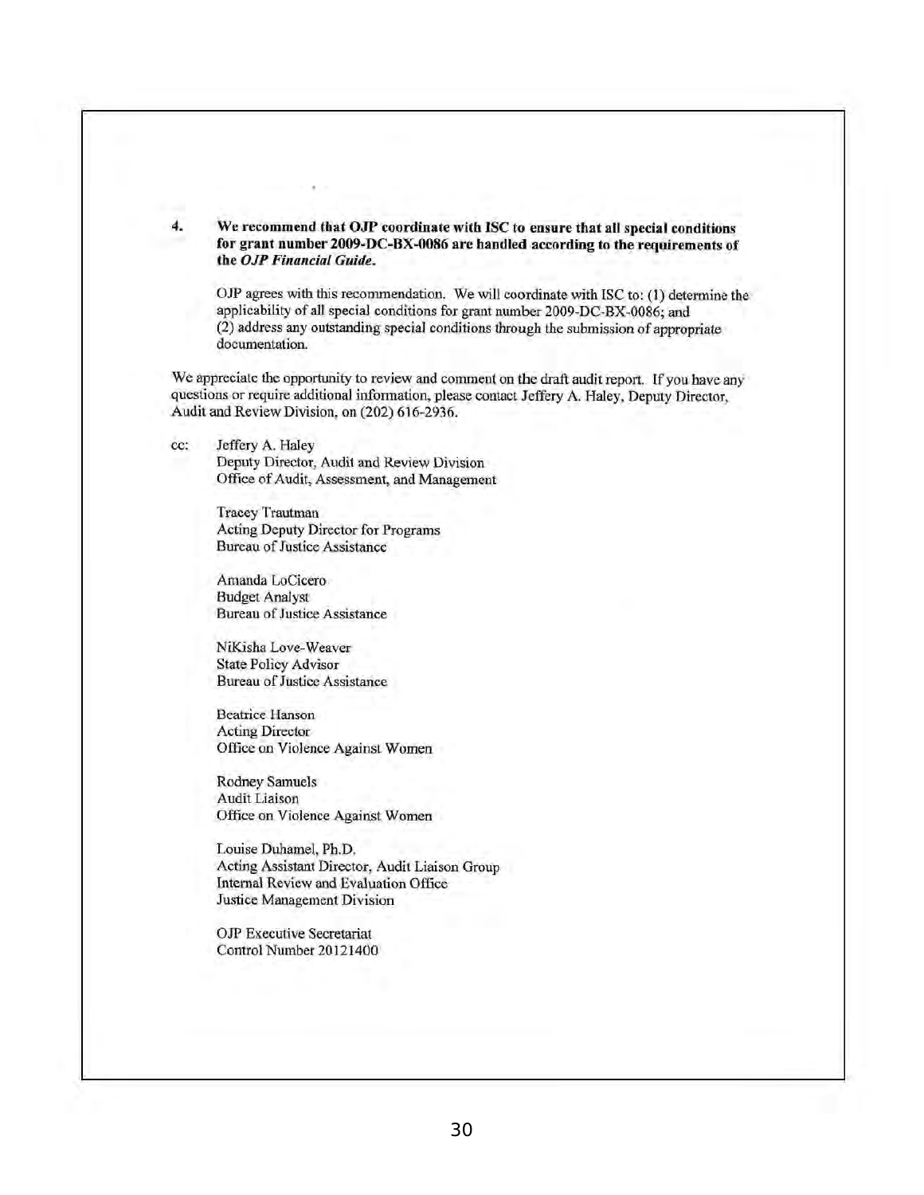4. **We recommend that OJP coordinate with ISC to ensure that all special conditions for grant number 2009-DC-BX-0086 are handled according to the requirements of the *OJP Financial Guide*.**

   OJP agrees with this recommendation. We will coordinate with ISC to: (1) determine the applicability of all special conditions for grant number 2009-DC-BX-0086; and (2) address any outstanding special conditions through the submission of appropriate documentation.

We appreciate the opportunity to review and comment on the draft audit report. If you have any questions or require additional information, please contact Jeffery A. Haley, Deputy Director, Audit and Review Division, on (202) 616-2936.

cc: Jeffery A. Haley
Deputy Director, Audit and Review Division
Office of Audit, Assessment, and Management

Tracey Trautman
Acting Deputy Director for Programs
Bureau of Justice Assistance

Amanda LoCicero
Budget Analyst
Bureau of Justice Assistance

NiKisha Love-Weaver
State Policy Advisor
Bureau of Justice Assistance

Beatrice Hanson
Acting Director
Office on Violence Against Women

Rodney Samuels
Audit Liaison
Office on Violence Against Women

Louise Duhamel, Ph.D.
Acting Assistant Director, Audit Liaison Group
Internal Review and Evaluation Office
Justice Management Division

OJP Executive Secretariat
Control Number 20121400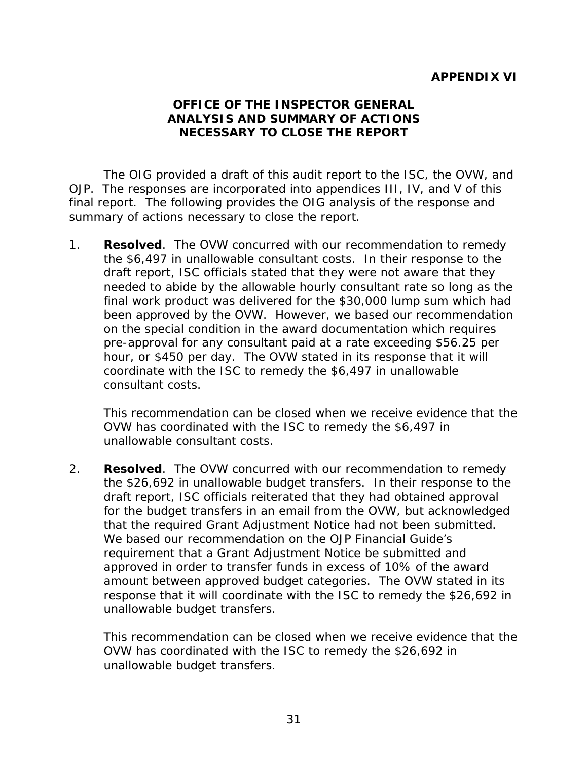**APPENDIX VI**

## OFFICE OF THE INSPECTOR GENERAL ANALYSIS AND SUMMARY OF ACTIONS NECESSARY TO CLOSE THE REPORT

The OIG provided a draft of this audit report to the ISC, the OVW, and OJP. The responses are incorporated into appendices III, IV, and V of this final report. The following provides the OIG analysis of the response and summary of actions necessary to close the report.

1. **Resolved**. The OVW concurred with our recommendation to remedy the $6,497 in unallowable consultant costs. In their response to the draft report, ISC officials stated that they were not aware that they needed to abide by the allowable hourly consultant rate so long as the final work product was delivered for the $30,000 lump sum which had been approved by the OVW. However, we based our recommendation on the special condition in the award documentation which requires pre-approval for any consultant paid at a rate exceeding $56.25 per hour, or $450 per day. The OVW stated in its response that it will coordinate with the ISC to remedy the $6,497 in unallowable consultant costs.

   This recommendation can be closed when we receive evidence that the OVW has coordinated with the ISC to remedy the $6,497 in unallowable consultant costs.

2. **Resolved**. The OVW concurred with our recommendation to remedy the $26,692 in unallowable budget transfers. In their response to the draft report, ISC officials reiterated that they had obtained approval for the budget transfers in an email from the OVW, but acknowledged that the required Grant Adjustment Notice had not been submitted. We based our recommendation on the OJP Financial Guide's requirement that a Grant Adjustment Notice be submitted and approved in order to transfer funds in excess of 10% of the award amount between approved budget categories. The OVW stated in its response that it will coordinate with the ISC to remedy the $26,692 in unallowable budget transfers.

   This recommendation can be closed when we receive evidence that the OVW has coordinated with the ISC to remedy the $26,692 in unallowable budget transfers.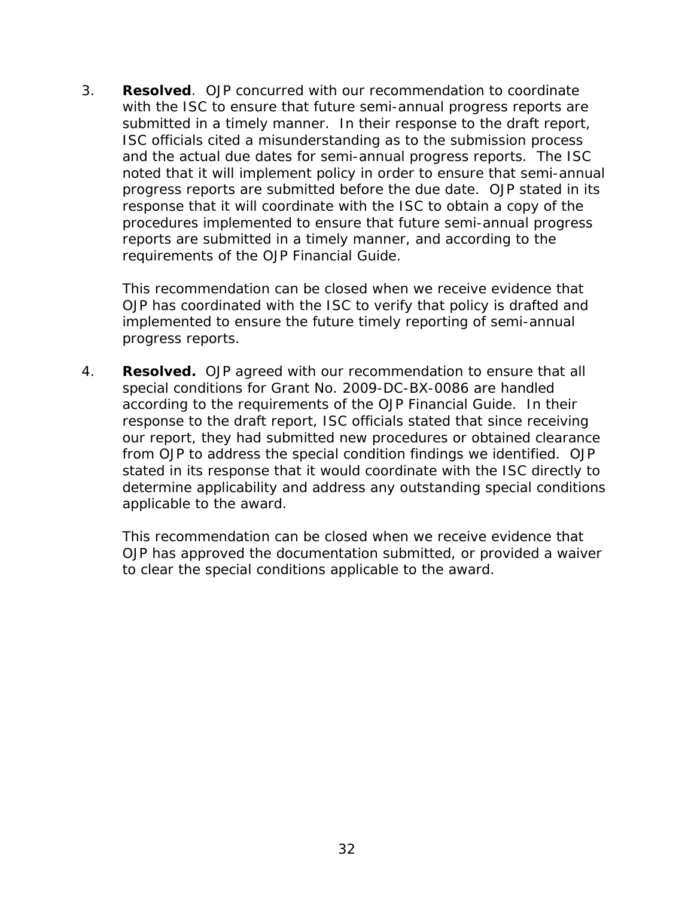3. **Resolved**. OJP concurred with our recommendation to coordinate with the ISC to ensure that future semi-annual progress reports are submitted in a timely manner. In their response to the draft report, ISC officials cited a misunderstanding as to the submission process and the actual due dates for semi-annual progress reports. The ISC noted that it will implement policy in order to ensure that semi-annual progress reports are submitted before the due date. OJP stated in its response that it will coordinate with the ISC to obtain a copy of the procedures implemented to ensure that future semi-annual progress reports are submitted in a timely manner, and according to the requirements of the OJP Financial Guide.

   This recommendation can be closed when we receive evidence that OJP has coordinated with the ISC to verify that policy is drafted and implemented to ensure the future timely reporting of semi-annual progress reports.

4. **Resolved.** OJP agreed with our recommendation to ensure that all special conditions for Grant No. 2009-DC-BX-0086 are handled according to the requirements of the OJP Financial Guide. In their response to the draft report, ISC officials stated that since receiving our report, they had submitted new procedures or obtained clearance from OJP to address the special condition findings we identified. OJP stated in its response that it would coordinate with the ISC directly to determine applicability and address any outstanding special conditions applicable to the award.

   This recommendation can be closed when we receive evidence that OJP has approved the documentation submitted, or provided a waiver to clear the special conditions applicable to the award.